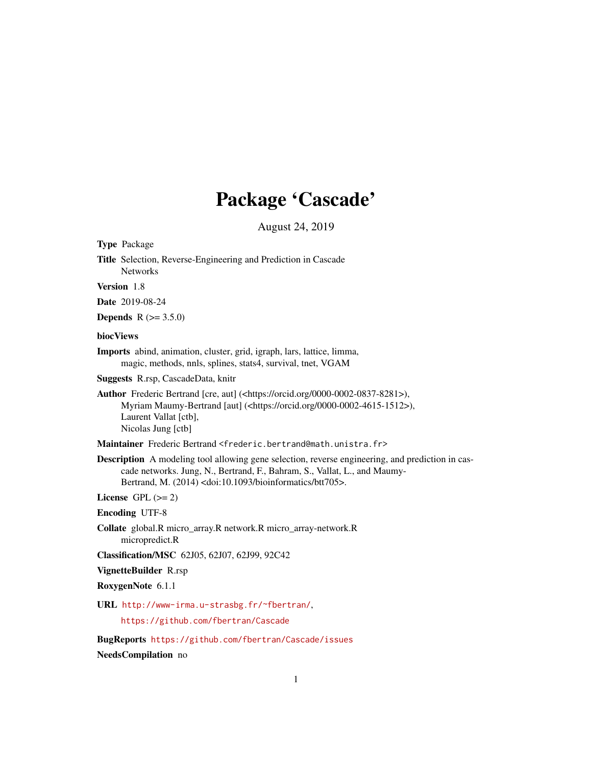# Package 'Cascade'

August 24, 2019

**Type** Package

**Title** Selection, Reverse-Engineering and Prediction in Cascade Networks

**Version** 1.8

**Date** 2019-08-24

**Depends** R (>= 3.5.0)

**biocViews**

**Imports** abind, animation, cluster, grid, igraph, lars, lattice, limma, magic, methods, nnls, splines, stats4, survival, tnet, VGAM

**Suggests** R.rsp, CascadeData, knitr

**Author** Frederic Bertrand [cre, aut] (<https://orcid.org/0000-0002-0837-8281>), Myriam Maumy-Bertrand [aut] (<https://orcid.org/0000-0002-4615-1512>), Laurent Vallat [ctb], Nicolas Jung [ctb]

**Maintainer** Frederic Bertrand <frederic.bertrand@math.unistra.fr>

**Description** A modeling tool allowing gene selection, reverse engineering, and prediction in cascade networks. Jung, N., Bertrand, F., Bahram, S., Vallat, L., and Maumy-Bertrand, M. (2014) <doi:10.1093/bioinformatics/btt705>.

**License** GPL (>= 2)

**Encoding** UTF-8

**Collate** global.R micro_array.R network.R micro_array-network.R micropredict.R

**Classification/MSC** 62J05, 62J07, 62J99, 92C42

**VignetteBuilder** R.rsp

**RoxygenNote** 6.1.1

**URL** http://www-irma.u-strasbg.fr/~fbertran/, https://github.com/fbertran/Cascade

**BugReports** https://github.com/fbertran/Cascade/issues

**NeedsCompilation** no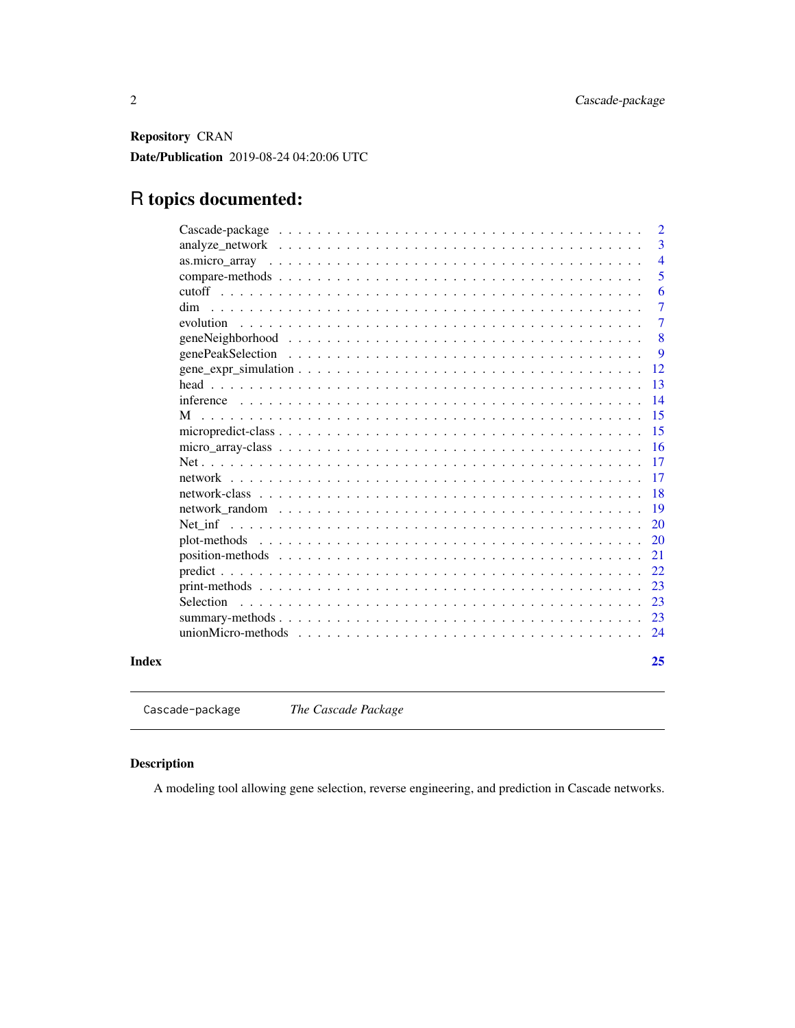**Repository** CRAN

**Date/Publication** 2019-08-24 04:20:06 UTC

# R topics documented:

| | |
|---|---|
| Cascade-package | 2 |
| analyze_network | 3 |
| as.micro_array | 4 |
| compare-methods | 5 |
| cutoff | 6 |
| dim | 7 |
| evolution | 7 |
| geneNeighborhood | 8 |
| genePeakSelection | 9 |
| gene_expr_simulation | 12 |
| head | 13 |
| inference | 14 |
| M | 15 |
| micropredict-class | 15 |
| micro_array-class | 16 |
| Net | 17 |
| network | 17 |
| network-class | 18 |
| network_random | 19 |
| Net_inf | 20 |
| plot-methods | 20 |
| position-methods | 21 |
| predict | 22 |
| print-methods | 23 |
| Selection | 23 |
| summary-methods | 23 |
| unionMicro-methods | 24 |

**Index** **25**

---

`Cascade-package` *The Cascade Package*

---

### Description

A modeling tool allowing gene selection, reverse engineering, and prediction in Cascade networks.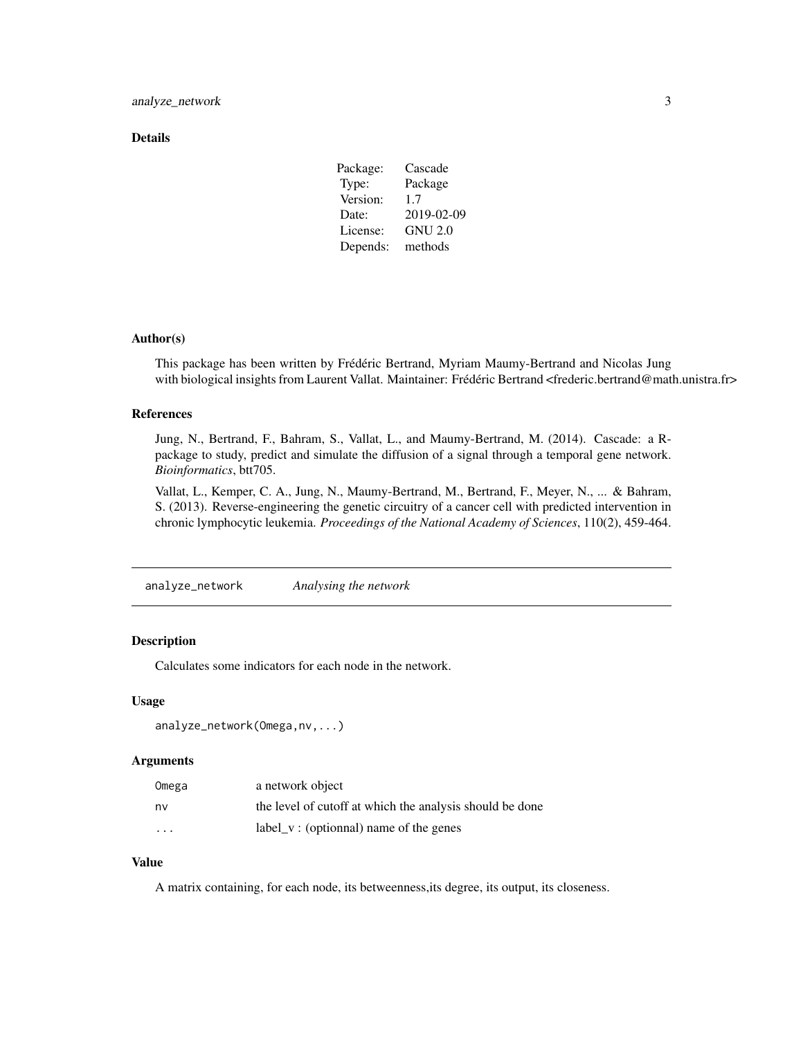## Details

| | |
|---|---|
| Package: | Cascade |
| Type: | Package |
| Version: | 1.7 |
| Date: | 2019-02-09 |
| License: | GNU 2.0 |
| Depends: | methods |

## Author(s)

This package has been written by Frédéric Bertrand, Myriam Maumy-Bertrand and Nicolas Jung with biological insights from Laurent Vallat. Maintainer: Frédéric Bertrand <frederic.bertrand@math.unistra.fr>

## References

Jung, N., Bertrand, F., Bahram, S., Vallat, L., and Maumy-Bertrand, M. (2014). Cascade: a R-package to study, predict and simulate the diffusion of a signal through a temporal gene network. *Bioinformatics*, btt705.

Vallat, L., Kemper, C. A., Jung, N., Maumy-Bertrand, M., Bertrand, F., Meyer, N., ... & Bahram, S. (2013). Reverse-engineering the genetic circuitry of a cancer cell with predicted intervention in chronic lymphocytic leukemia. *Proceedings of the National Academy of Sciences*, 110(2), 459-464.

---

# analyze_network *Analysing the network*

## Description

Calculates some indicators for each node in the network.

## Usage

```
analyze_network(Omega,nv,...)
```

## Arguments

| | |
|---|---|
| Omega | a network object |
| nv | the level of cutoff at which the analysis should be done |
| ... | label_v : (optionnal) name of the genes |

## Value

A matrix containing, for each node, its betweenness,its degree, its output, its closeness.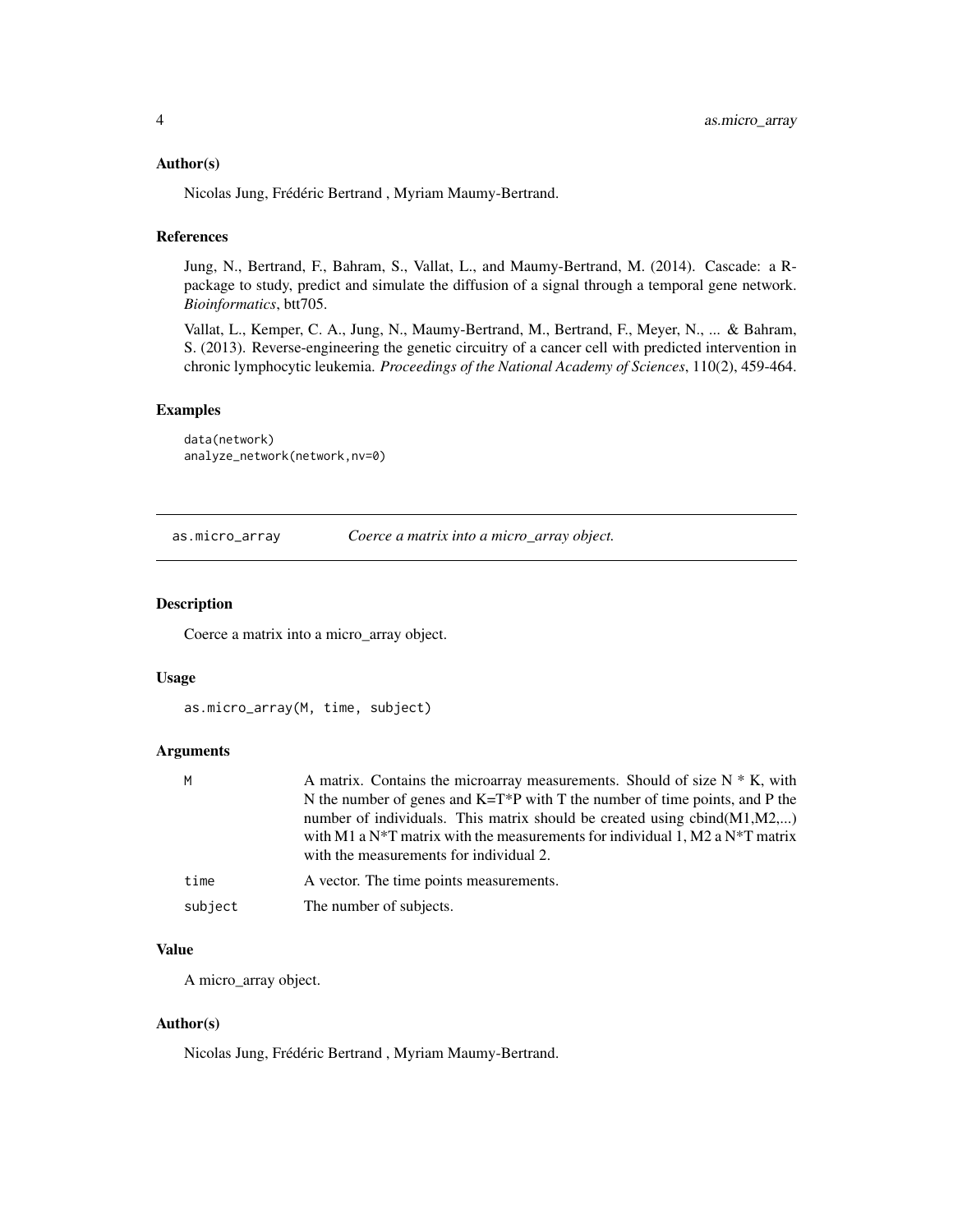### Author(s)

Nicolas Jung, Frédéric Bertrand , Myriam Maumy-Bertrand.

### References

Jung, N., Bertrand, F., Bahram, S., Vallat, L., and Maumy-Bertrand, M. (2014). Cascade: a R-package to study, predict and simulate the diffusion of a signal through a temporal gene network. *Bioinformatics*, btt705.

Vallat, L., Kemper, C. A., Jung, N., Maumy-Bertrand, M., Bertrand, F., Meyer, N., ... & Bahram, S. (2013). Reverse-engineering the genetic circuitry of a cancer cell with predicted intervention in chronic lymphocytic leukemia. *Proceedings of the National Academy of Sciences*, 110(2), 459-464.

### Examples

```
data(network)
analyze_network(network,nv=0)
```

---

## as.micro_array — *Coerce a matrix into a micro_array object.*

---

### Description

Coerce a matrix into a micro_array object.

### Usage

```
as.micro_array(M, time, subject)
```

### Arguments

| | |
|---|---|
| M | A matrix. Contains the microarray measurements. Should of size N * K, with N the number of genes and K=T*P with T the number of time points, and P the number of individuals. This matrix should be created using cbind(M1,M2,...) with M1 a N*T matrix with the measurements for individual 1, M2 a N*T matrix with the measurements for individual 2. |
| time | A vector. The time points measurements. |
| subject | The number of subjects. |

### Value

A micro_array object.

### Author(s)

Nicolas Jung, Frédéric Bertrand , Myriam Maumy-Bertrand.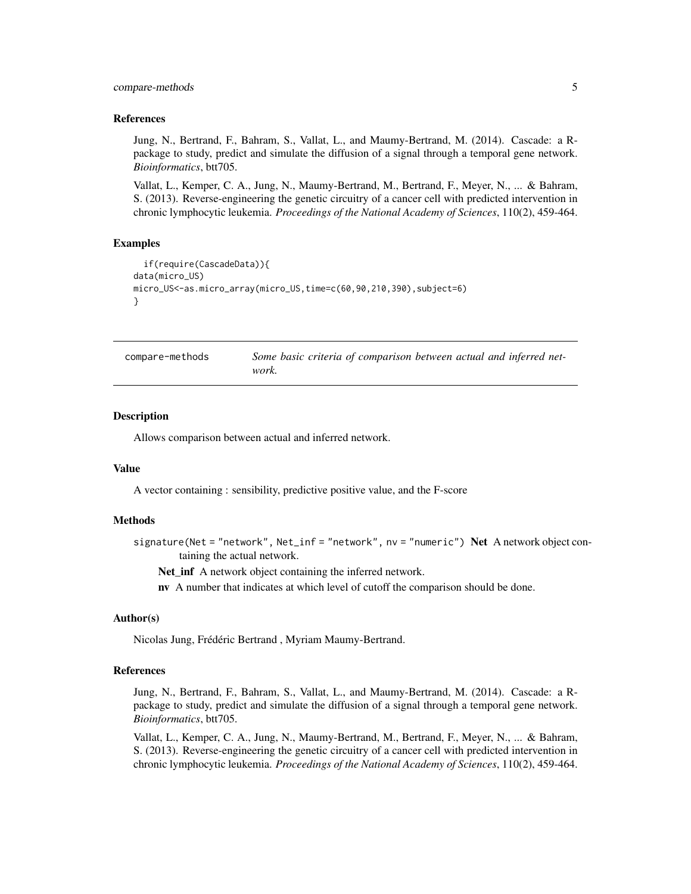### References

Jung, N., Bertrand, F., Bahram, S., Vallat, L., and Maumy-Bertrand, M. (2014). Cascade: a R-package to study, predict and simulate the diffusion of a signal through a temporal gene network. *Bioinformatics*, btt705.

Vallat, L., Kemper, C. A., Jung, N., Maumy-Bertrand, M., Bertrand, F., Meyer, N., ... & Bahram, S. (2013). Reverse-engineering the genetic circuitry of a cancer cell with predicted intervention in chronic lymphocytic leukemia. *Proceedings of the National Academy of Sciences*, 110(2), 459-464.

### Examples

```
  if(require(CascadeData)){
data(micro_US)
micro_US<-as.micro_array(micro_US,time=c(60,90,210,390),subject=6)
}
```

---

## compare-methods — *Some basic criteria of comparison between actual and inferred network.*

---

### Description

Allows comparison between actual and inferred network.

### Value

A vector containing : sensibility, predictive positive value, and the F-score

### Methods

`signature(Net = "network", Net_inf = "network", nv = "numeric")` **Net** A network object containing the actual network.

**Net_inf** A network object containing the inferred network.

**nv** A number that indicates at which level of cutoff the comparison should be done.

### Author(s)

Nicolas Jung, Frédéric Bertrand , Myriam Maumy-Bertrand.

### References

Jung, N., Bertrand, F., Bahram, S., Vallat, L., and Maumy-Bertrand, M. (2014). Cascade: a R-package to study, predict and simulate the diffusion of a signal through a temporal gene network. *Bioinformatics*, btt705.

Vallat, L., Kemper, C. A., Jung, N., Maumy-Bertrand, M., Bertrand, F., Meyer, N., ... & Bahram, S. (2013). Reverse-engineering the genetic circuitry of a cancer cell with predicted intervention in chronic lymphocytic leukemia. *Proceedings of the National Academy of Sciences*, 110(2), 459-464.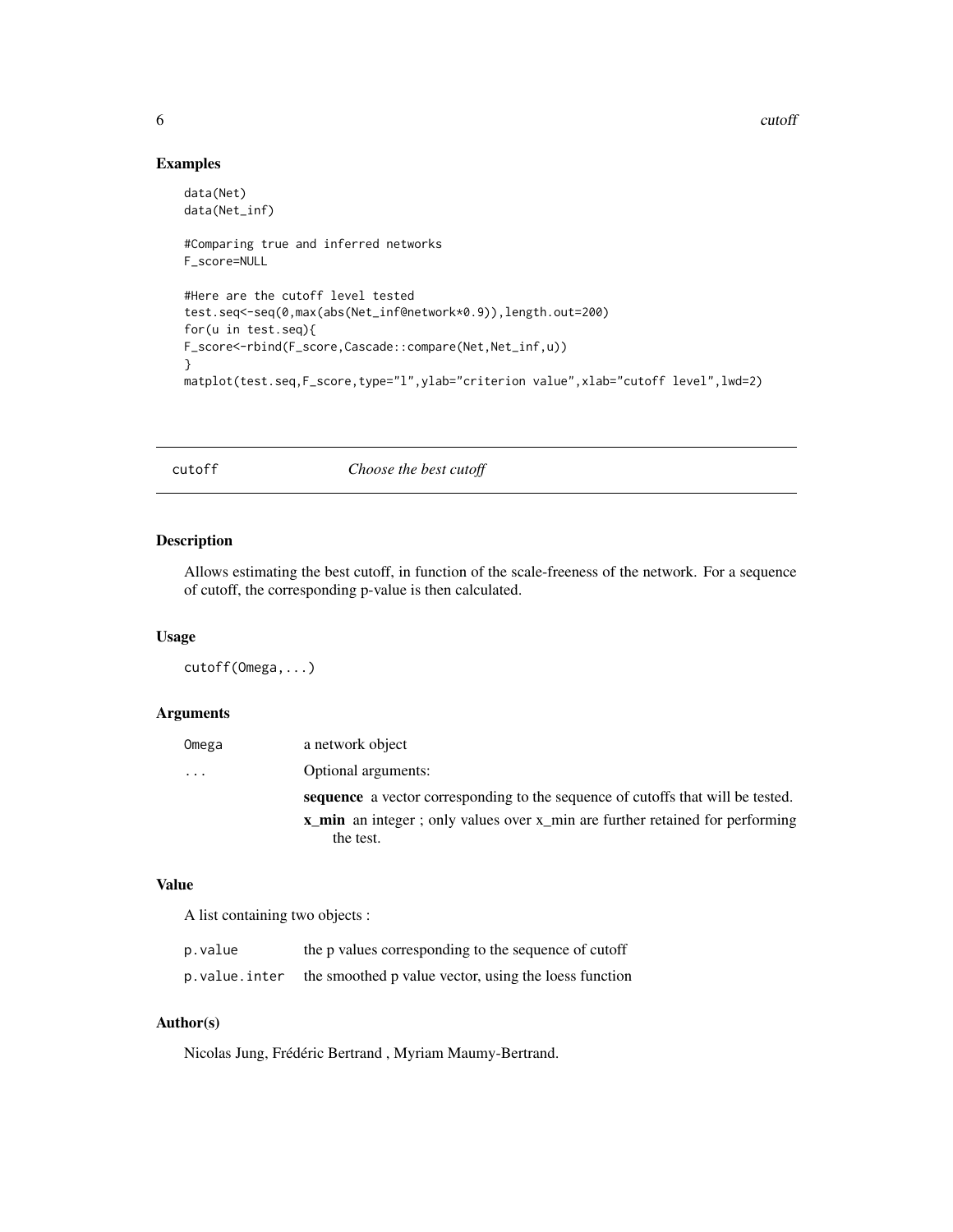## Examples

```
data(Net)
data(Net_inf)

#Comparing true and inferred networks
F_score=NULL

#Here are the cutoff level tested
test.seq<-seq(0,max(abs(Net_inf@network*0.9)),length.out=200)
for(u in test.seq){
F_score<-rbind(F_score,Cascade::compare(Net,Net_inf,u))
}
matplot(test.seq,F_score,type="l",ylab="criterion value",xlab="cutoff level",lwd=2)
```

---

# cutoff — *Choose the best cutoff*

## Description

Allows estimating the best cutoff, in function of the scale-freeness of the network. For a sequence of cutoff, the corresponding p-value is then calculated.

## Usage

```
cutoff(Omega,...)
```

## Arguments

| | |
|---|---|
| Omega | a network object |
| ... | Optional arguments: **sequence** a vector corresponding to the sequence of cutoffs that will be tested. **x_min** an integer ; only values over x_min are further retained for performing the test. |

## Value

A list containing two objects :

| | |
|---|---|
| p.value | the p values corresponding to the sequence of cutoff |
| p.value.inter | the smoothed p value vector, using the loess function |

## Author(s)

Nicolas Jung, Frédéric Bertrand , Myriam Maumy-Bertrand.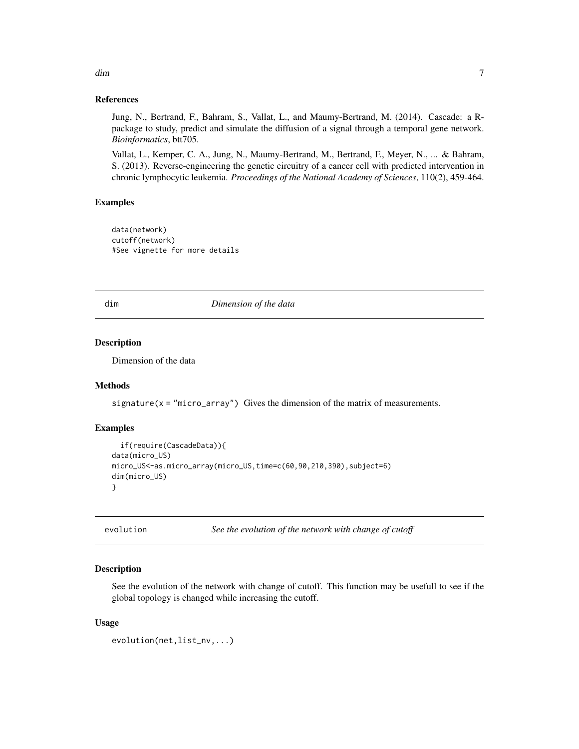### References

Jung, N., Bertrand, F., Bahram, S., Vallat, L., and Maumy-Bertrand, M. (2014). Cascade: a R-package to study, predict and simulate the diffusion of a signal through a temporal gene network. *Bioinformatics*, btt705.

Vallat, L., Kemper, C. A., Jung, N., Maumy-Bertrand, M., Bertrand, F., Meyer, N., ... & Bahram, S. (2013). Reverse-engineering the genetic circuitry of a cancer cell with predicted intervention in chronic lymphocytic leukemia. *Proceedings of the National Academy of Sciences*, 110(2), 459-464.

### Examples

```
data(network)
cutoff(network)
#See vignette for more details
```

## dim    *Dimension of the data*

### Description

Dimension of the data

### Methods

`signature(x = "micro_array")` Gives the dimension of the matrix of measurements.

### Examples

```
  if(require(CascadeData)){
data(micro_US)
micro_US<-as.micro_array(micro_US,time=c(60,90,210,390),subject=6)
dim(micro_US)
}
```

## evolution    *See the evolution of the network with change of cutoff*

### Description

See the evolution of the network with change of cutoff. This function may be usefull to see if the global topology is changed while increasing the cutoff.

### Usage

```
evolution(net,list_nv,...)
```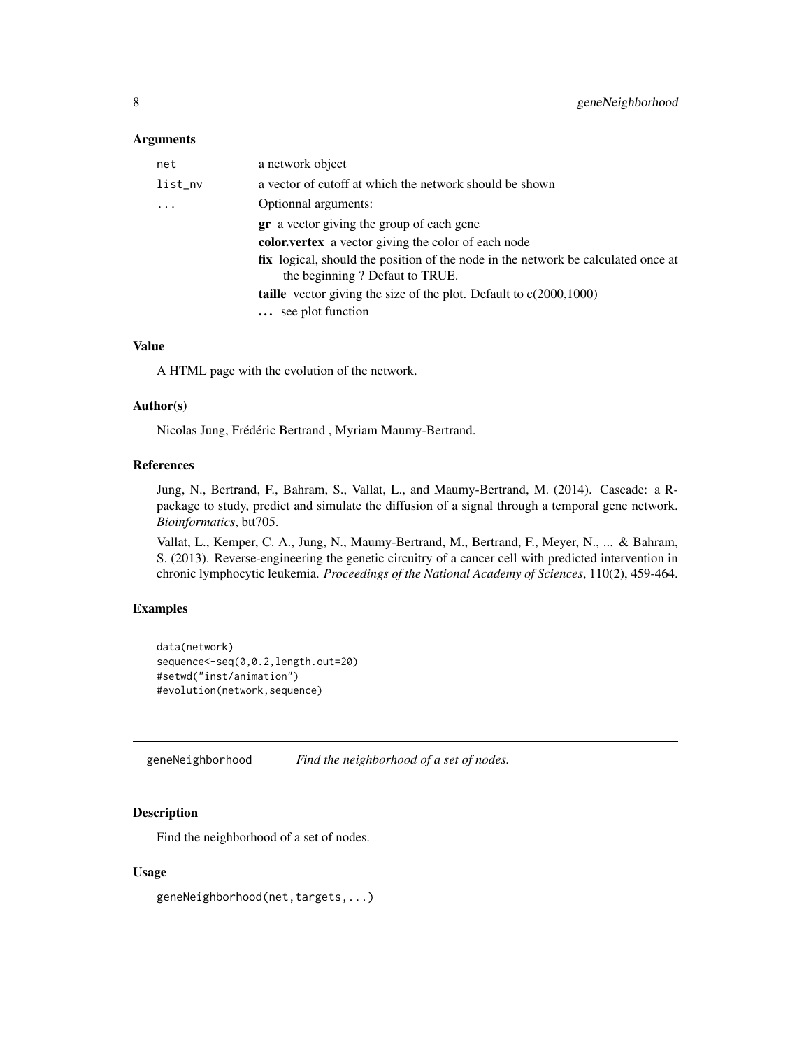### Arguments

| | |
|---|---|
| `net` | a network object |
| `list_nv` | a vector of cutoff at which the network should be shown |
| `...` | Optionnal arguments: |
| | **gr** a vector giving the group of each gene |
| | **color.vertex** a vector giving the color of each node |
| | **fix** logical, should the position of the node in the network be calculated once at the beginning ? Defaut to TRUE. |
| | **taille** vector giving the size of the plot. Default to c(2000,1000) |
| | **...** see plot function |

### Value

A HTML page with the evolution of the network.

### Author(s)

Nicolas Jung, Frédéric Bertrand , Myriam Maumy-Bertrand.

### References

Jung, N., Bertrand, F., Bahram, S., Vallat, L., and Maumy-Bertrand, M. (2014). Cascade: a R-package to study, predict and simulate the diffusion of a signal through a temporal gene network. *Bioinformatics*, btt705.

Vallat, L., Kemper, C. A., Jung, N., Maumy-Bertrand, M., Bertrand, F., Meyer, N., ... & Bahram, S. (2013). Reverse-engineering the genetic circuitry of a cancer cell with predicted intervention in chronic lymphocytic leukemia. *Proceedings of the National Academy of Sciences*, 110(2), 459-464.

### Examples

```
data(network)
sequence<-seq(0,0.2,length.out=20)
#setwd("inst/animation")
#evolution(network,sequence)
```

---

## `geneNeighborhood` *Find the neighborhood of a set of nodes.*

---

### Description

Find the neighborhood of a set of nodes.

### Usage

```
geneNeighborhood(net,targets,...)
```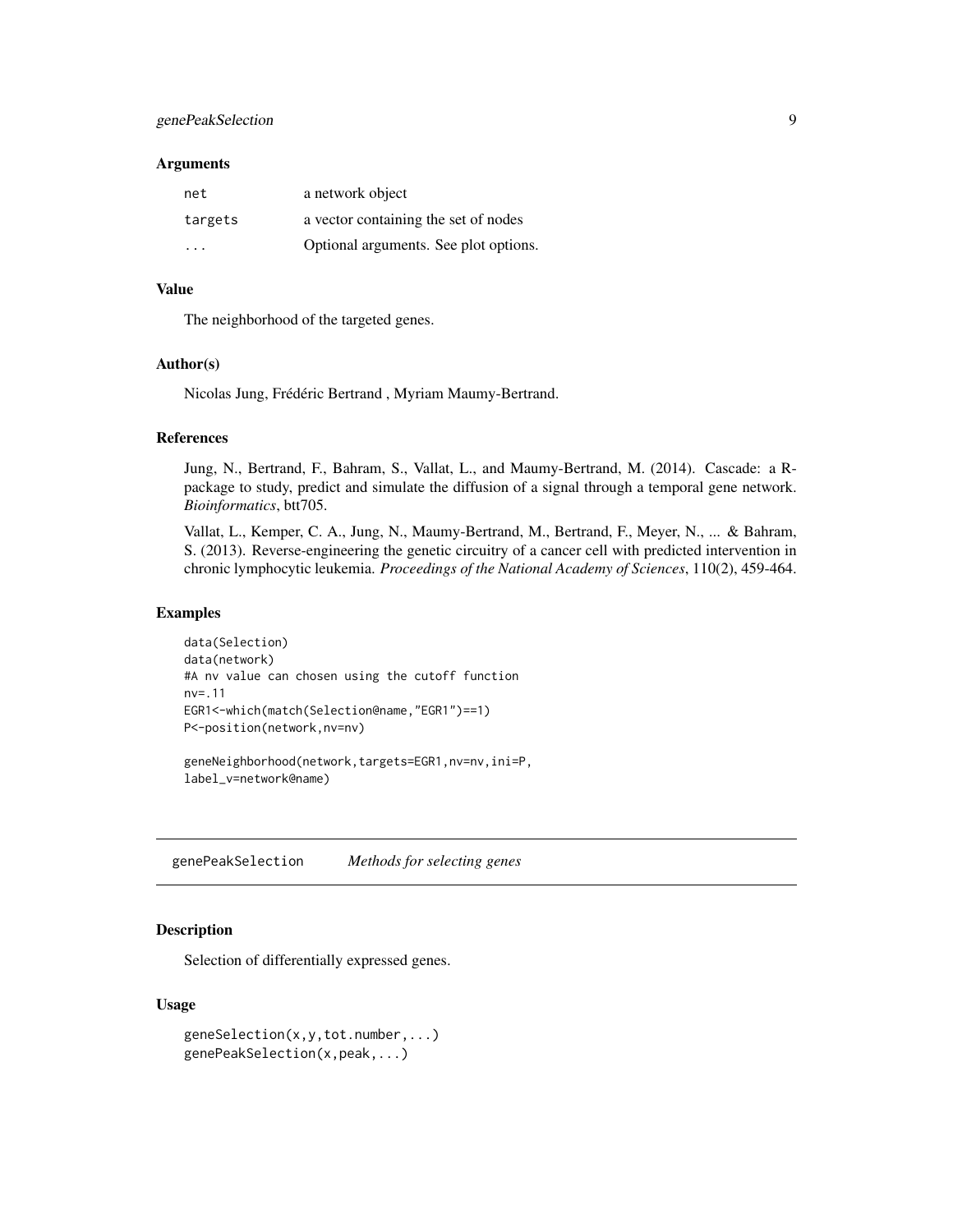### Arguments

| | |
|---|---|
| net | a network object |
| targets | a vector containing the set of nodes |
| ... | Optional arguments. See plot options. |

### Value

The neighborhood of the targeted genes.

### Author(s)

Nicolas Jung, Frédéric Bertrand , Myriam Maumy-Bertrand.

### References

Jung, N., Bertrand, F., Bahram, S., Vallat, L., and Maumy-Bertrand, M. (2014). Cascade: a R-package to study, predict and simulate the diffusion of a signal through a temporal gene network. *Bioinformatics*, btt705.

Vallat, L., Kemper, C. A., Jung, N., Maumy-Bertrand, M., Bertrand, F., Meyer, N., ... & Bahram, S. (2013). Reverse-engineering the genetic circuitry of a cancer cell with predicted intervention in chronic lymphocytic leukemia. *Proceedings of the National Academy of Sciences*, 110(2), 459-464.

### Examples

```
data(Selection)
data(network)
#A nv value can chosen using the cutoff function
nv=.11
EGR1<-which(match(Selection@name,"EGR1")==1)
P<-position(network,nv=nv)

geneNeighborhood(network,targets=EGR1,nv=nv,ini=P,
label_v=network@name)
```

---

## genePeakSelection *Methods for selecting genes*

### Description

Selection of differentially expressed genes.

### Usage

```
geneSelection(x,y,tot.number,...)
genePeakSelection(x,peak,...)
```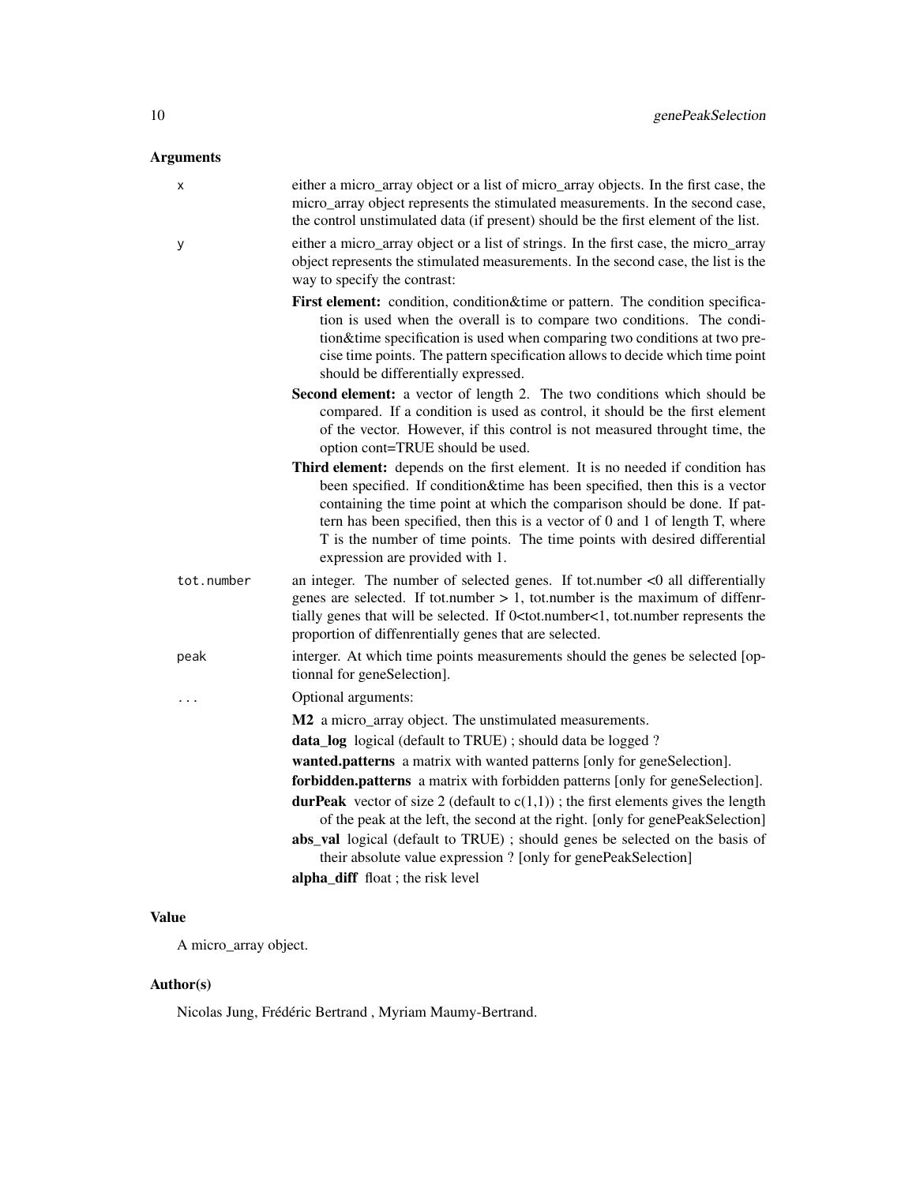## Arguments

| | |
|---|---|
| `x` | either a micro_array object or a list of micro_array objects. In the first case, the micro_array object represents the stimulated measurements. In the second case, the control unstimulated data (if present) should be the first element of the list. |
| `y` | either a micro_array object or a list of strings. In the first case, the micro_array object represents the stimulated measurements. In the second case, the list is the way to specify the contrast: |

- **First element:** condition, condition&time or pattern. The condition specification is used when the overall is to compare two conditions. The condition&time specification is used when comparing two conditions at two precise time points. The pattern specification allows to decide which time point should be differentially expressed.
- **Second element:** a vector of length 2. The two conditions which should be compared. If a condition is used as control, it should be the first element of the vector. However, if this control is not measured throught time, the option cont=TRUE should be used.
- **Third element:** depends on the first element. It is no needed if condition has been specified. If condition&time has been specified, then this is a vector containing the time point at which the comparison should be done. If pattern has been specified, then this is a vector of 0 and 1 of length T, where T is the number of time points. The time points with desired differential expression are provided with 1.

| | |
|---|---|
| `tot.number` | an integer. The number of selected genes. If tot.number <0 all differentially genes are selected. If tot.number > 1, tot.number is the maximum of diffenrtially genes that will be selected. If 0<tot.number<1, tot.number represents the proportion of diffenrentially genes that are selected. |
| `peak` | interger. At which time points measurements should the genes be selected [optionnal for geneSelection]. |
| `...` | Optional arguments: |

- **M2** a micro_array object. The unstimulated measurements.
- **data_log** logical (default to TRUE) ; should data be logged ?
- **wanted.patterns** a matrix with wanted patterns [only for geneSelection].
- **forbidden.patterns** a matrix with forbidden patterns [only for geneSelection].
- **durPeak** vector of size 2 (default to c(1,1)) ; the first elements gives the length of the peak at the left, the second at the right. [only for genePeakSelection]
- **abs_val** logical (default to TRUE) ; should genes be selected on the basis of their absolute value expression ? [only for genePeakSelection]
- **alpha_diff** float ; the risk level

## Value

A micro_array object.

## Author(s)

Nicolas Jung, Frédéric Bertrand , Myriam Maumy-Bertrand.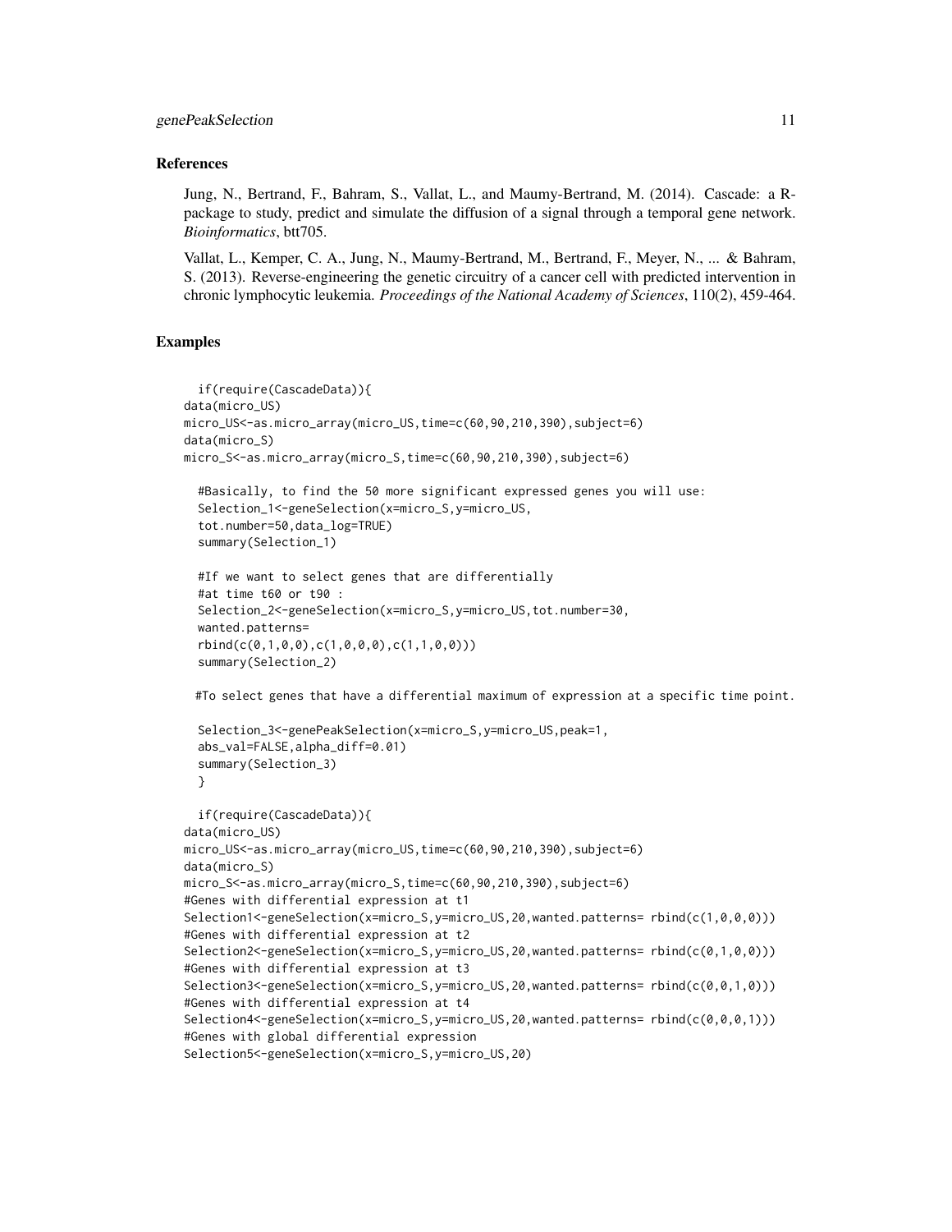## References

Jung, N., Bertrand, F., Bahram, S., Vallat, L., and Maumy-Bertrand, M. (2014). Cascade: a R-package to study, predict and simulate the diffusion of a signal through a temporal gene network. *Bioinformatics*, btt705.

Vallat, L., Kemper, C. A., Jung, N., Maumy-Bertrand, M., Bertrand, F., Meyer, N., ... & Bahram, S. (2013). Reverse-engineering the genetic circuitry of a cancer cell with predicted intervention in chronic lymphocytic leukemia. *Proceedings of the National Academy of Sciences*, 110(2), 459-464.

## Examples

```
  if(require(CascadeData)){
data(micro_US)
micro_US<-as.micro_array(micro_US,time=c(60,90,210,390),subject=6)
data(micro_S)
micro_S<-as.micro_array(micro_S,time=c(60,90,210,390),subject=6)

  #Basically, to find the 50 more significant expressed genes you will use:
  Selection_1<-geneSelection(x=micro_S,y=micro_US,
  tot.number=50,data_log=TRUE)
  summary(Selection_1)

  #If we want to select genes that are differentially
  #at time t60 or t90 :
  Selection_2<-geneSelection(x=micro_S,y=micro_US,tot.number=30,
  wanted.patterns=
  rbind(c(0,1,0,0),c(1,0,0,0),c(1,1,0,0)))
  summary(Selection_2)

 #To select genes that have a differential maximum of expression at a specific time point.

  Selection_3<-genePeakSelection(x=micro_S,y=micro_US,peak=1,
  abs_val=FALSE,alpha_diff=0.01)
  summary(Selection_3)
  }

  if(require(CascadeData)){
data(micro_US)
micro_US<-as.micro_array(micro_US,time=c(60,90,210,390),subject=6)
data(micro_S)
micro_S<-as.micro_array(micro_S,time=c(60,90,210,390),subject=6)
#Genes with differential expression at t1
Selection1<-geneSelection(x=micro_S,y=micro_US,20,wanted.patterns= rbind(c(1,0,0,0)))
#Genes with differential expression at t2
Selection2<-geneSelection(x=micro_S,y=micro_US,20,wanted.patterns= rbind(c(0,1,0,0)))
#Genes with differential expression at t3
Selection3<-geneSelection(x=micro_S,y=micro_US,20,wanted.patterns= rbind(c(0,0,1,0)))
#Genes with differential expression at t4
Selection4<-geneSelection(x=micro_S,y=micro_US,20,wanted.patterns= rbind(c(0,0,0,1)))
#Genes with global differential expression
Selection5<-geneSelection(x=micro_S,y=micro_US,20)
```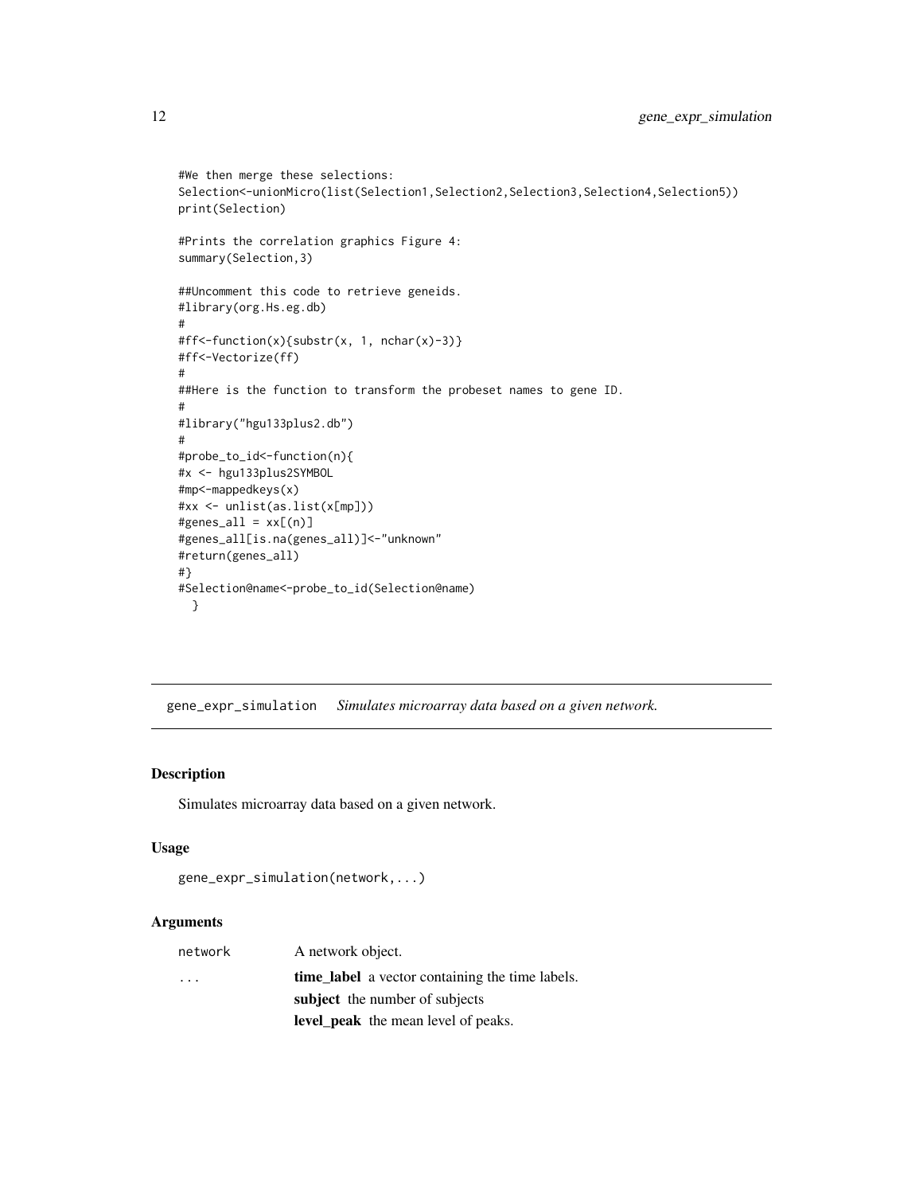```
#We then merge these selections:
Selection<-unionMicro(list(Selection1,Selection2,Selection3,Selection4,Selection5))
print(Selection)

#Prints the correlation graphics Figure 4:
summary(Selection,3)

##Uncomment this code to retrieve geneids.
#library(org.Hs.eg.db)
#
#ff<-function(x){substr(x, 1, nchar(x)-3)}
#ff<-Vectorize(ff)
#
##Here is the function to transform the probeset names to gene ID.
#
#library("hgu133plus2.db")
#
#probe_to_id<-function(n){
#x <- hgu133plus2SYMBOL
#mp<-mappedkeys(x)
#xx <- unlist(as.list(x[mp]))
#genes_all = xx[(n)]
#genes_all[is.na(genes_all)]<-"unknown"
#return(genes_all)
#}
#Selection@name<-probe_to_id(Selection@name)
  }
```

## gene_expr_simulation *Simulates microarray data based on a given network.*

### Description

Simulates microarray data based on a given network.

### Usage

```
gene_expr_simulation(network,...)
```

### Arguments

| | |
|---|---|
| network | A network object. |
| ... | **time_label** a vector containing the time labels. |
| | **subject** the number of subjects |
| | **level_peak** the mean level of peaks. |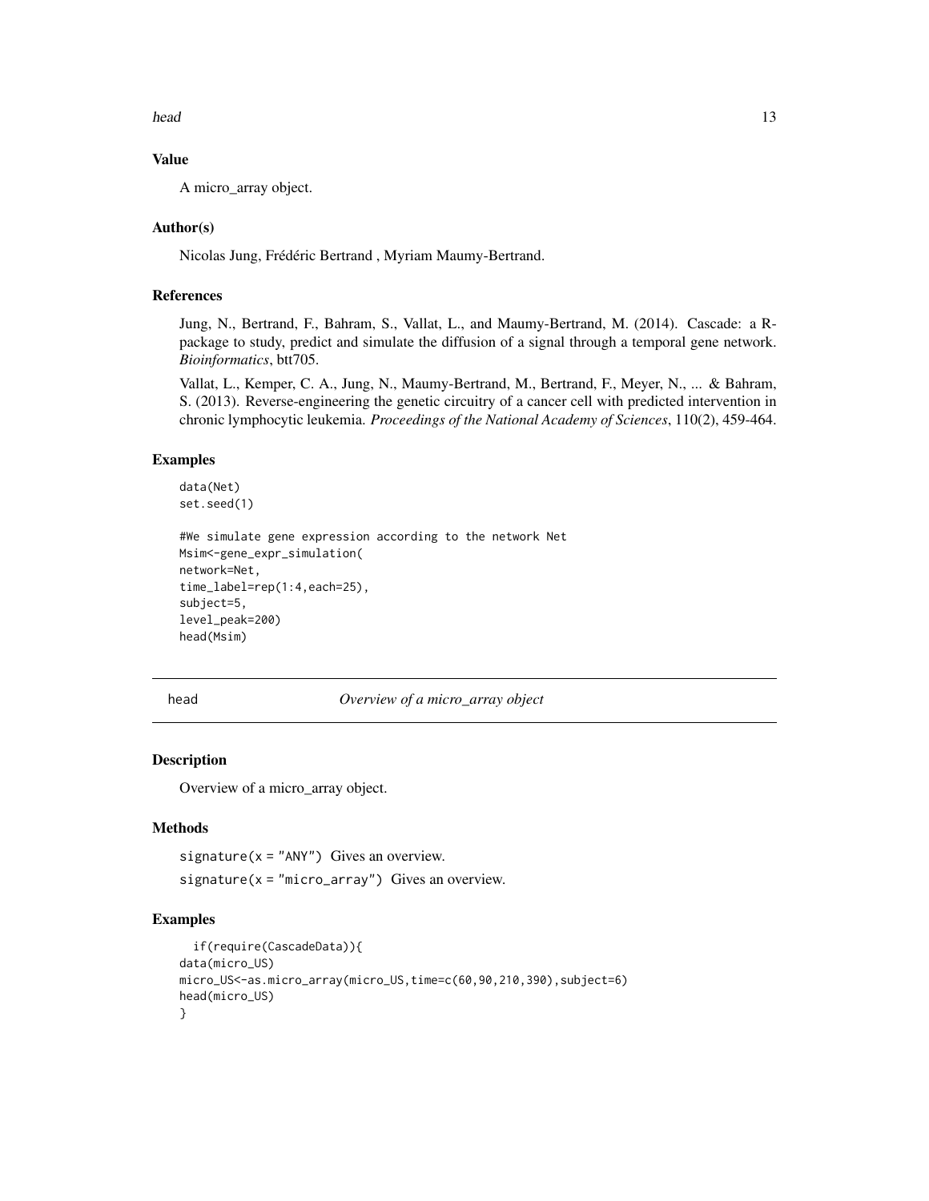### Value

A micro_array object.

### Author(s)

Nicolas Jung, Frédéric Bertrand , Myriam Maumy-Bertrand.

### References

Jung, N., Bertrand, F., Bahram, S., Vallat, L., and Maumy-Bertrand, M. (2014). Cascade: a R-package to study, predict and simulate the diffusion of a signal through a temporal gene network. *Bioinformatics*, btt705.

Vallat, L., Kemper, C. A., Jung, N., Maumy-Bertrand, M., Bertrand, F., Meyer, N., ... & Bahram, S. (2013). Reverse-engineering the genetic circuitry of a cancer cell with predicted intervention in chronic lymphocytic leukemia. *Proceedings of the National Academy of Sciences*, 110(2), 459-464.

### Examples

```
data(Net)
set.seed(1)

#We simulate gene expression according to the network Net
Msim<-gene_expr_simulation(
network=Net,
time_label=rep(1:4,each=25),
subject=5,
level_peak=200)
head(Msim)
```

---

## head — *Overview of a micro_array object*

---

### Description

Overview of a micro_array object.

### Methods

`signature(x = "ANY")` Gives an overview.

`signature(x = "micro_array")` Gives an overview.

### Examples

```
  if(require(CascadeData)){
data(micro_US)
micro_US<-as.micro_array(micro_US,time=c(60,90,210,390),subject=6)
head(micro_US)
}
```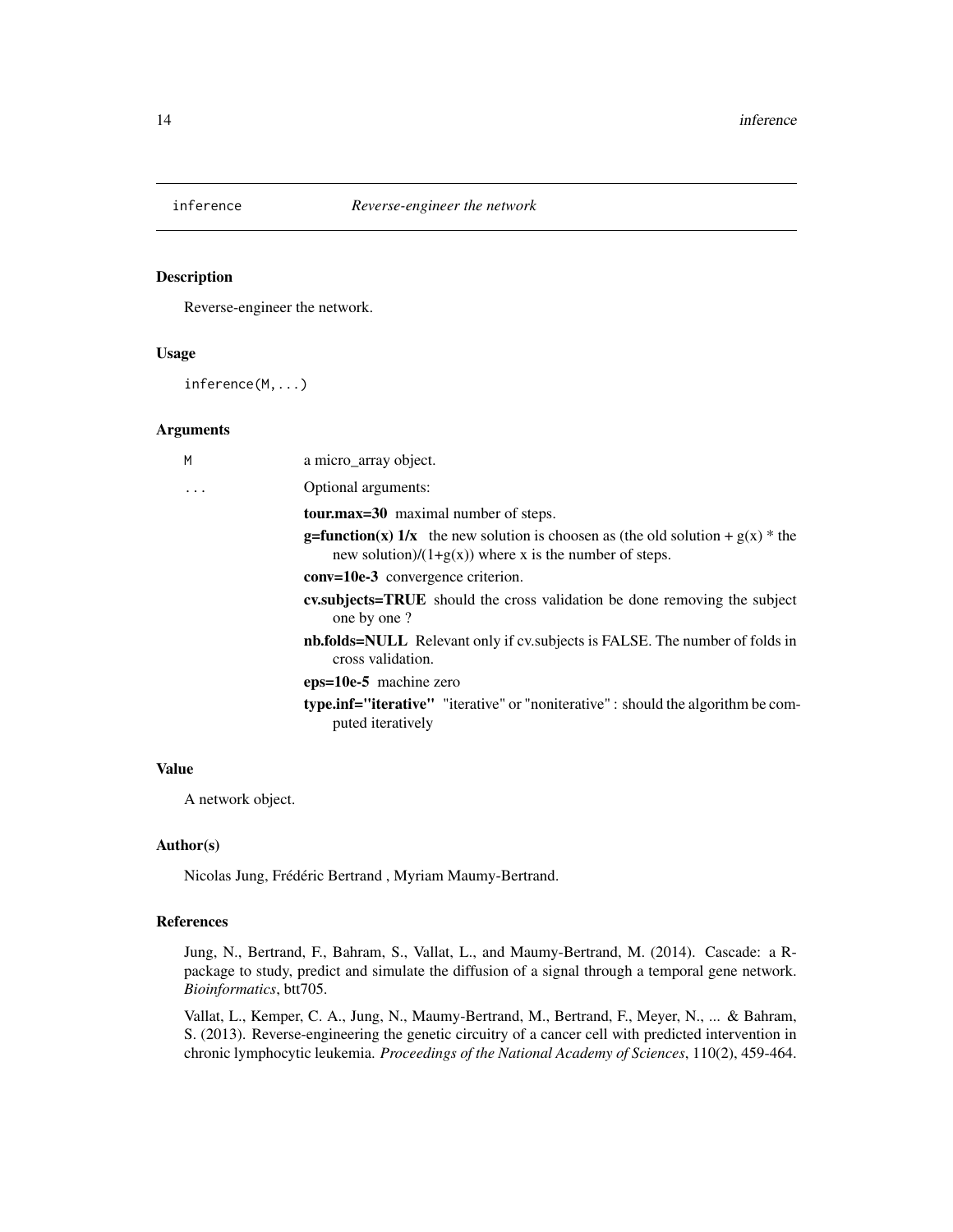# inference — *Reverse-engineer the network*

## Description

Reverse-engineer the network.

## Usage

```
inference(M,...)
```

## Arguments

| | |
|---|---|
| M | a micro_array object. |
| ... | Optional arguments: |

- **tour.max=30** maximal number of steps.
- **g=function(x) 1/x** the new solution is choosen as (the old solution + g(x) * the new solution)/(1+g(x)) where x is the number of steps.
- **conv=10e-3** convergence criterion.
- **cv.subjects=TRUE** should the cross validation be done removing the subject one by one ?
- **nb.folds=NULL** Relevant only if cv.subjects is FALSE. The number of folds in cross validation.
- **eps=10e-5** machine zero
- **type.inf="iterative"** "iterative" or "noniterative" : should the algorithm be computed iteratively

## Value

A network object.

## Author(s)

Nicolas Jung, Frédéric Bertrand , Myriam Maumy-Bertrand.

## References

Jung, N., Bertrand, F., Bahram, S., Vallat, L., and Maumy-Bertrand, M. (2014). Cascade: a R-package to study, predict and simulate the diffusion of a signal through a temporal gene network. *Bioinformatics*, btt705.

Vallat, L., Kemper, C. A., Jung, N., Maumy-Bertrand, M., Bertrand, F., Meyer, N., ... & Bahram, S. (2013). Reverse-engineering the genetic circuitry of a cancer cell with predicted intervention in chronic lymphocytic leukemia. *Proceedings of the National Academy of Sciences*, 110(2), 459-464.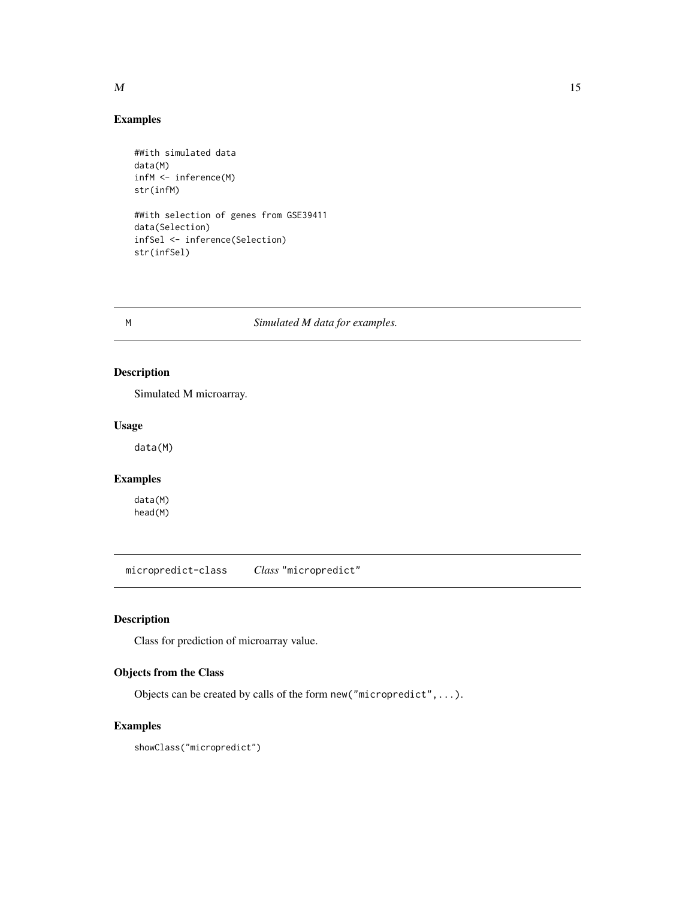## Examples

```
#With simulated data
data(M)
infM <- inference(M)
str(infM)

#With selection of genes from GSE39411
data(Selection)
infSel <- inference(Selection)
str(infSel)
```

---

## M — *Simulated M data for examples.*

### Description

Simulated M microarray.

### Usage

```
data(M)
```

### Examples

```
data(M)
head(M)
```

---

## micropredict-class — *Class* "micropredict"

### Description

Class for prediction of microarray value.

### Objects from the Class

Objects can be created by calls of the form `new("micropredict",...)`.

### Examples

```
showClass("micropredict")
```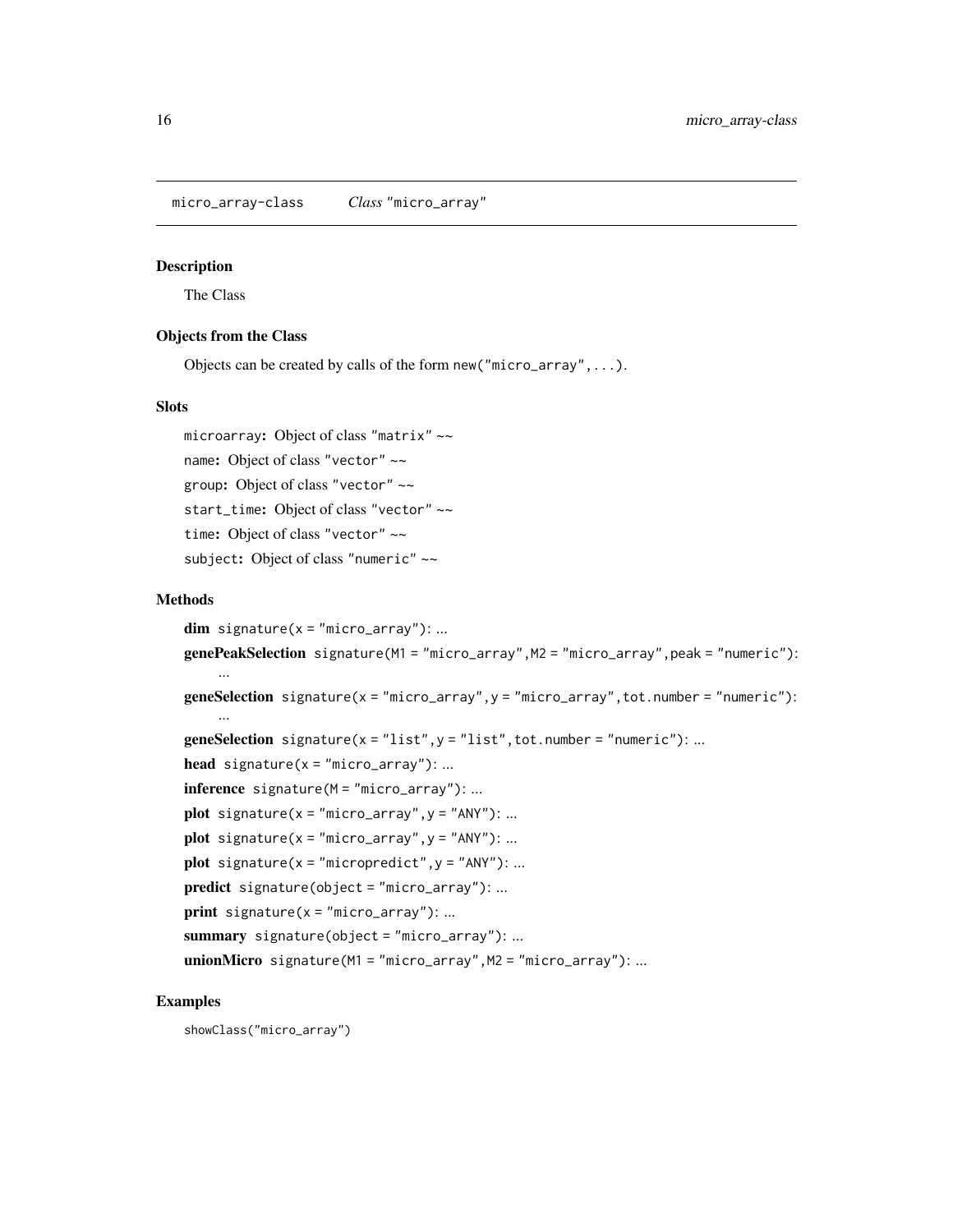micro_array-class *Class* "micro_array"

### Description

The Class

### Objects from the Class

Objects can be created by calls of the form `new("micro_array",...)`.

### Slots

`microarray`**:** Object of class "matrix" ~~

`name`**:** Object of class "vector" ~~

`group`**:** Object of class "vector" ~~

`start_time`**:** Object of class "vector" ~~

`time`**:** Object of class "vector" ~~

`subject`**:** Object of class "numeric" ~~

### Methods

**dim** `signature(x = "micro_array")`: ...

**genePeakSelection** `signature(M1 = "micro_array",M2 = "micro_array",peak = "numeric")`: ...

**geneSelection** `signature(x = "micro_array",y = "micro_array",tot.number = "numeric")`: ...

**geneSelection** `signature(x = "list",y = "list",tot.number = "numeric")`: ...

**head** `signature(x = "micro_array")`: ...

**inference** `signature(M = "micro_array")`: ...

**plot** `signature(x = "micro_array",y = "ANY")`: ...

**plot** `signature(x = "micro_array",y = "ANY")`: ...

**plot** `signature(x = "micropredict",y = "ANY")`: ...

**predict** `signature(object = "micro_array")`: ...

**print** `signature(x = "micro_array")`: ...

**summary** `signature(object = "micro_array")`: ...

**unionMicro** `signature(M1 = "micro_array",M2 = "micro_array")`: ...

### Examples

```
showClass("micro_array")
```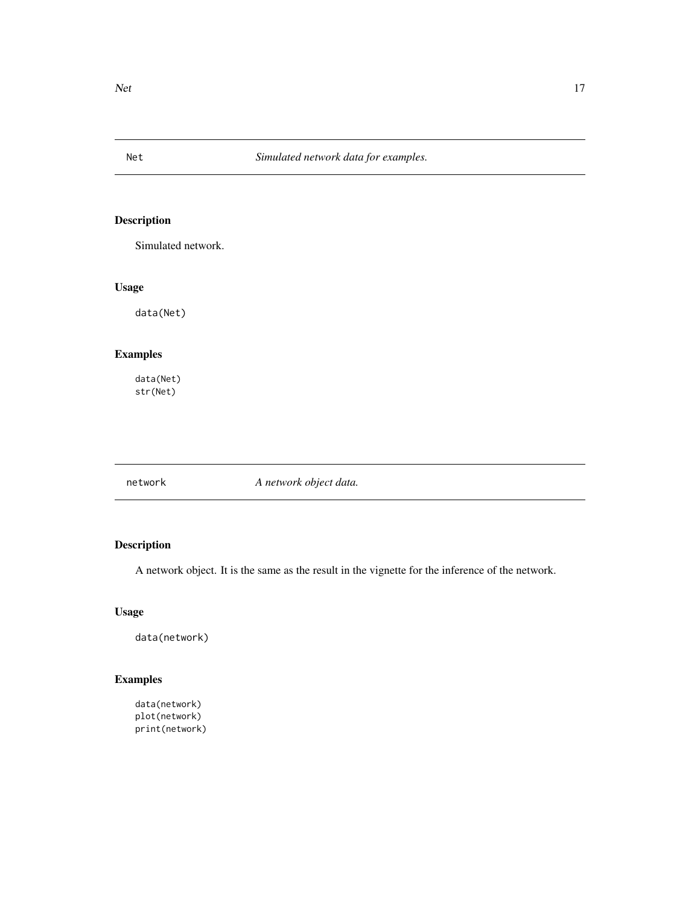## Net — *Simulated network data for examples.*

### Description

Simulated network.

### Usage

```
data(Net)
```

### Examples

```
data(Net)
str(Net)
```

## network — *A network object data.*

### Description

A network object. It is the same as the result in the vignette for the inference of the network.

### Usage

```
data(network)
```

### Examples

```
data(network)
plot(network)
print(network)
```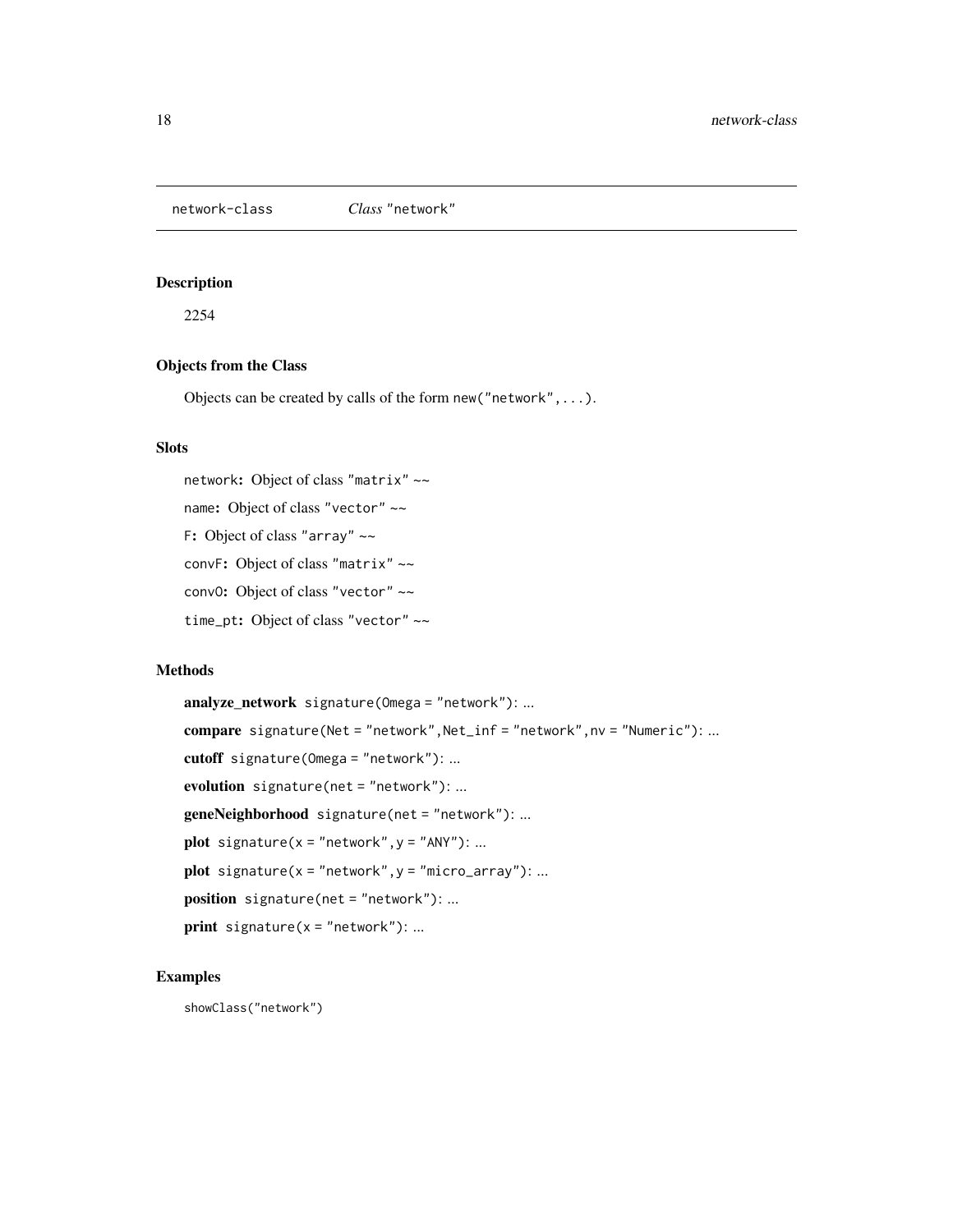network-class *Class* "network"

## Description

2254

## Objects from the Class

Objects can be created by calls of the form `new("network", ...)`.

## Slots

`network`**:** Object of class "matrix" ~~

`name`**:** Object of class "vector" ~~

`F`**:** Object of class "array" ~~

`convF`**:** Object of class "matrix" ~~

`convO`**:** Object of class "vector" ~~

`time_pt`**:** Object of class "vector" ~~

## Methods

**analyze_network** `signature(Omega = "network")`: ...

**compare** `signature(Net = "network", Net_inf = "network", nv = "Numeric")`: ...

**cutoff** `signature(Omega = "network")`: ...

**evolution** `signature(net = "network")`: ...

**geneNeighborhood** `signature(net = "network")`: ...

**plot** `signature(x = "network", y = "ANY")`: ...

**plot** `signature(x = "network", y = "micro_array")`: ...

**position** `signature(net = "network")`: ...

**print** `signature(x = "network")`: ...

## Examples

```
showClass("network")
```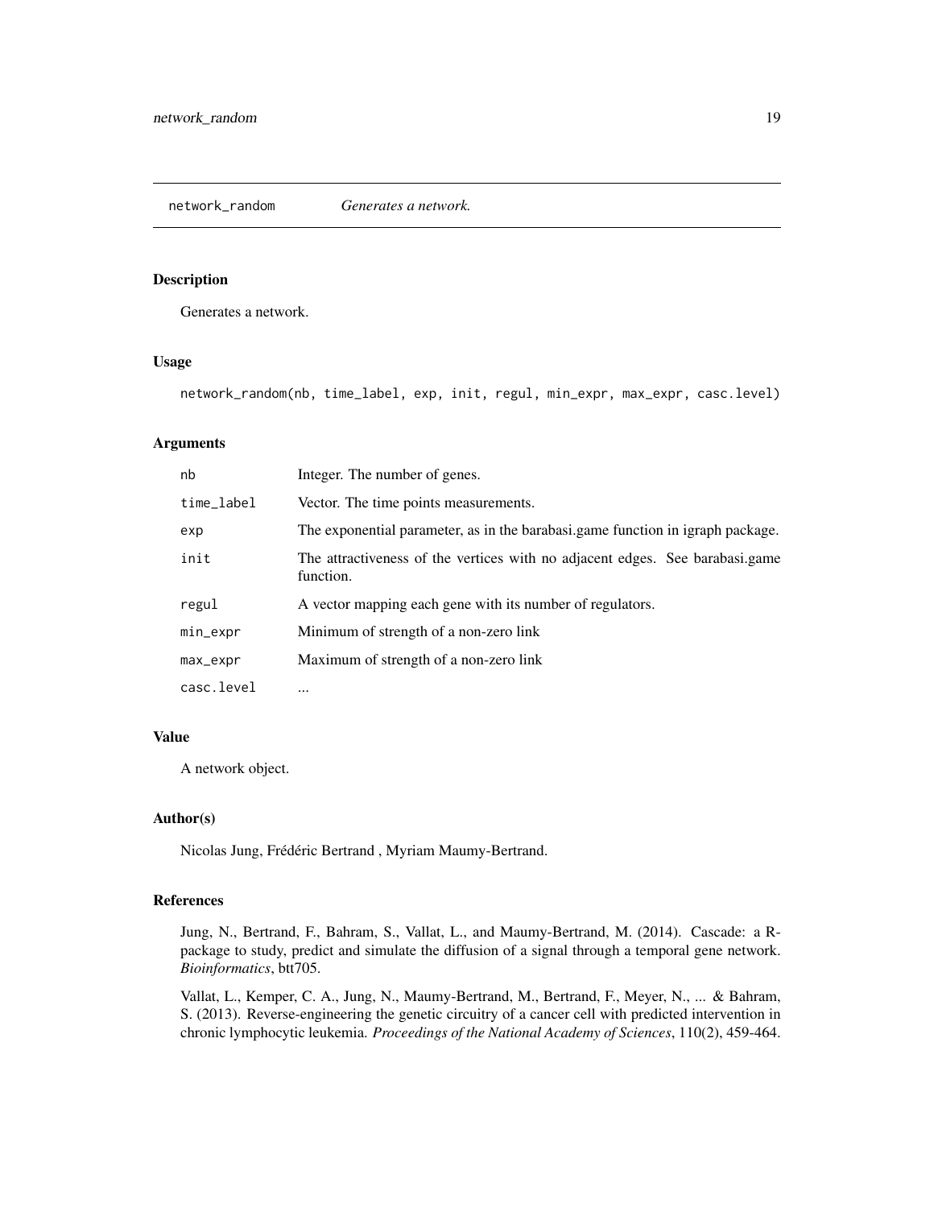## network_random *Generates a network.*

### Description

Generates a network.

### Usage

```
network_random(nb, time_label, exp, init, regul, min_expr, max_expr, casc.level)
```

### Arguments

| | |
|---|---|
| nb | Integer. The number of genes. |
| time_label | Vector. The time points measurements. |
| exp | The exponential parameter, as in the barabasi.game function in igraph package. |
| init | The attractiveness of the vertices with no adjacent edges. See barabasi.game function. |
| regul | A vector mapping each gene with its number of regulators. |
| min_expr | Minimum of strength of a non-zero link |
| max_expr | Maximum of strength of a non-zero link |
| casc.level | ... |

### Value

A network object.

### Author(s)

Nicolas Jung, Frédéric Bertrand , Myriam Maumy-Bertrand.

### References

Jung, N., Bertrand, F., Bahram, S., Vallat, L., and Maumy-Bertrand, M. (2014). Cascade: a R-package to study, predict and simulate the diffusion of a signal through a temporal gene network. *Bioinformatics*, btt705.

Vallat, L., Kemper, C. A., Jung, N., Maumy-Bertrand, M., Bertrand, F., Meyer, N., ... & Bahram, S. (2013). Reverse-engineering the genetic circuitry of a cancer cell with predicted intervention in chronic lymphocytic leukemia. *Proceedings of the National Academy of Sciences*, 110(2), 459-464.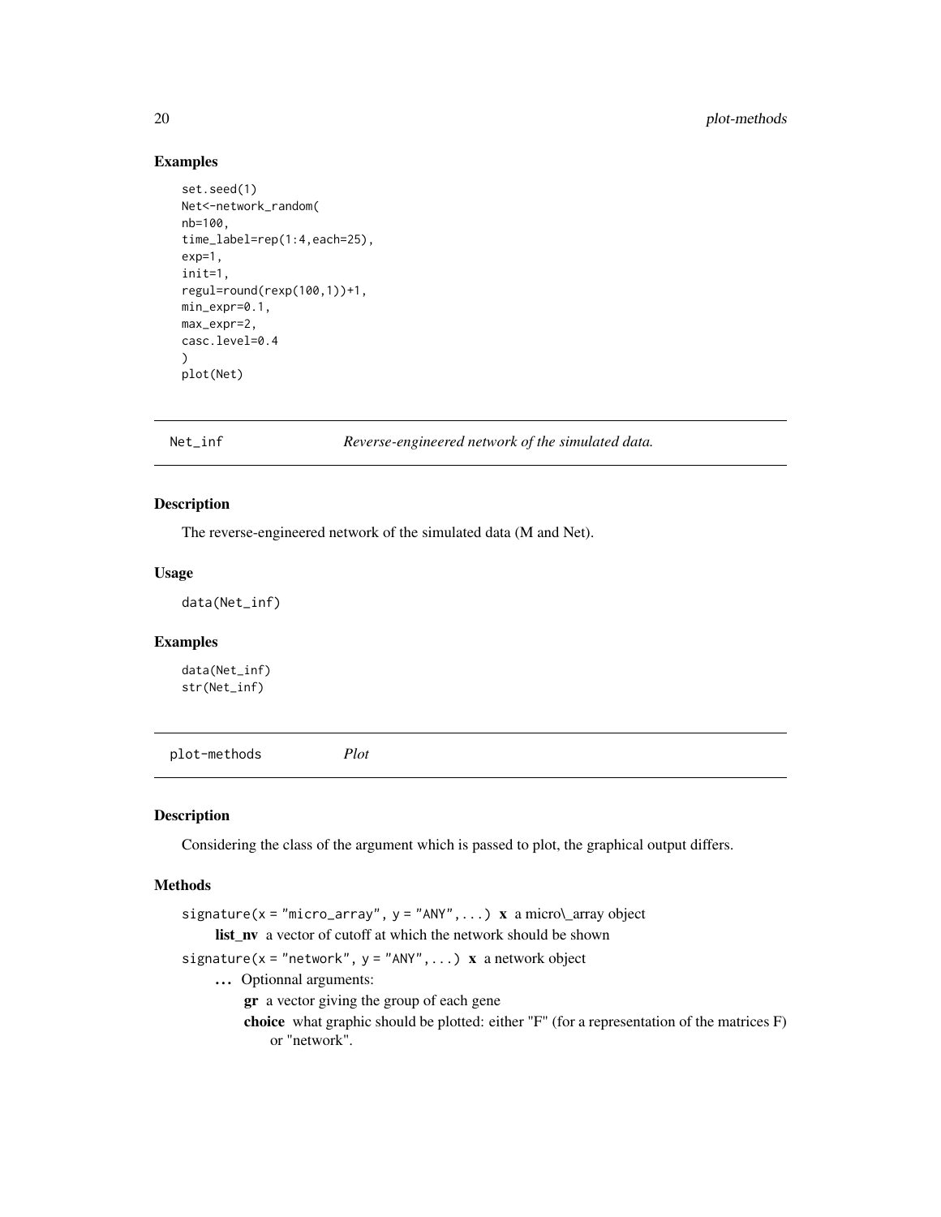## Examples

```
set.seed(1)
Net<-network_random(
nb=100,
time_label=rep(1:4,each=25),
exp=1,
init=1,
regul=round(rexp(100,1))+1,
min_expr=0.1,
max_expr=2,
casc.level=0.4
)
plot(Net)
```

---

`Net_inf` *Reverse-engineered network of the simulated data.*

---

## Description

The reverse-engineered network of the simulated data (M and Net).

## Usage

```
data(Net_inf)
```

## Examples

```
data(Net_inf)
str(Net_inf)
```

---

`plot-methods` *Plot*

---

## Description

Considering the class of the argument which is passed to plot, the graphical output differs.

## Methods

`signature(x = "micro_array", y = "ANY",...)` **x** a micro\_array object

**list_nv** a vector of cutoff at which the network should be shown

`signature(x = "network", y = "ANY",...)` **x** a network object

**...** Optionnal arguments:

- **gr** a vector giving the group of each gene
- **choice** what graphic should be plotted: either "F" (for a representation of the matrices F) or "network".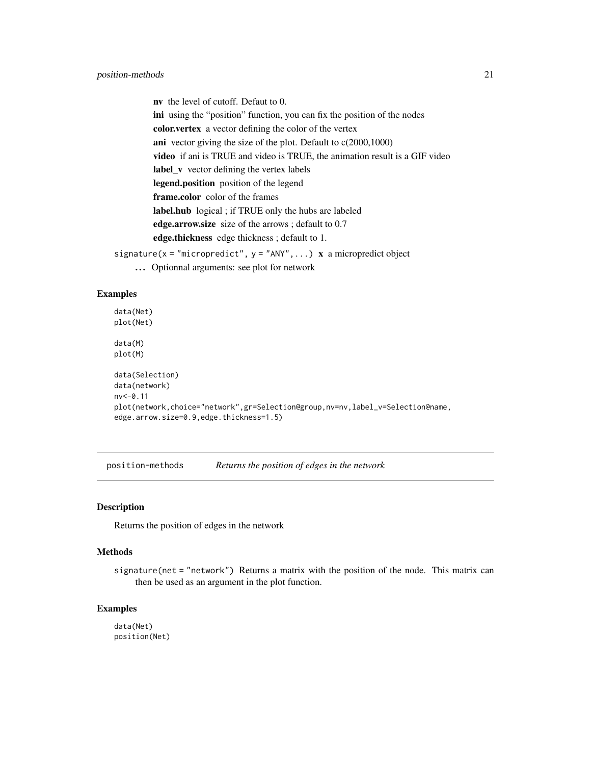**nv** the level of cutoff. Defaut to 0.

**ini** using the "position" function, you can fix the position of the nodes

**color.vertex** a vector defining the color of the vertex

**ani** vector giving the size of the plot. Default to c(2000,1000)

**video** if ani is TRUE and video is TRUE, the animation result is a GIF video

**label_v** vector defining the vertex labels

**legend.position** position of the legend

**frame.color** color of the frames

**label.hub** logical ; if TRUE only the hubs are labeled

**edge.arrow.size** size of the arrows ; default to 0.7

**edge.thickness** edge thickness ; default to 1.

`signature(x = "micropredict", y = "ANY",...)` **x** a micropredict object

**...** Optionnal arguments: see plot for network

## Examples

```
data(Net)
plot(Net)

data(M)
plot(M)

data(Selection)
data(network)
nv<-0.11
plot(network,choice="network",gr=Selection@group,nv=nv,label_v=Selection@name,
edge.arrow.size=0.9,edge.thickness=1.5)
```

---

# position-methods    *Returns the position of edges in the network*

## Description

Returns the position of edges in the network

## Methods

`signature(net = "network")` Returns a matrix with the position of the node. This matrix can then be used as an argument in the plot function.

## Examples

```
data(Net)
position(Net)
```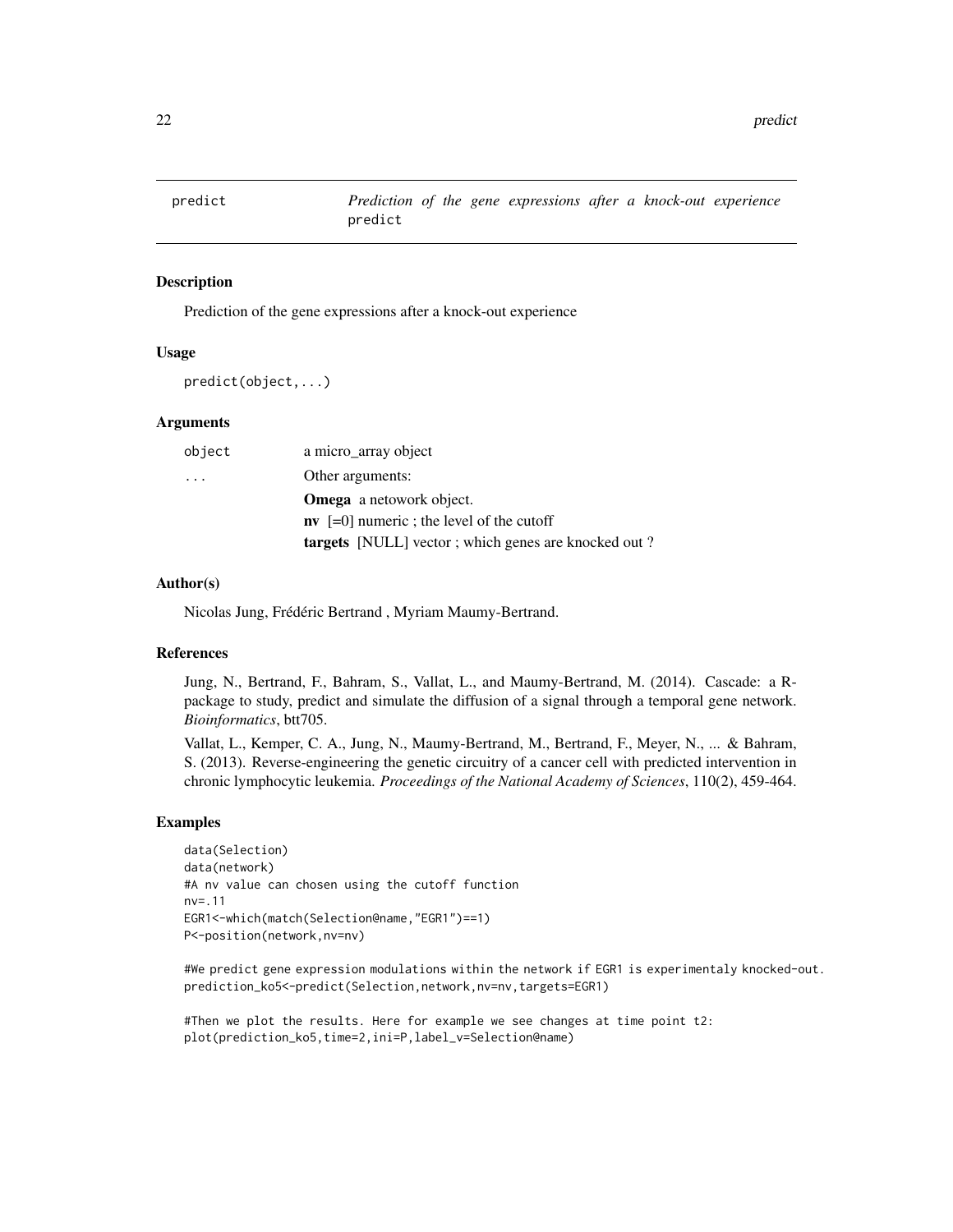`predict` *Prediction of the gene expressions after a knock-out experience* `predict`

### Description

Prediction of the gene expressions after a knock-out experience

### Usage

```
predict(object,...)
```

### Arguments

| | |
|---|---|
| `object` | a micro_array object |
| `...` | Other arguments: |
| | **Omega** a netowork object. |
| | **nv** [=0] numeric ; the level of the cutoff |
| | **targets** [NULL] vector ; which genes are knocked out ? |

### Author(s)

Nicolas Jung, Frédéric Bertrand , Myriam Maumy-Bertrand.

### References

Jung, N., Bertrand, F., Bahram, S., Vallat, L., and Maumy-Bertrand, M. (2014). Cascade: a R-package to study, predict and simulate the diffusion of a signal through a temporal gene network. *Bioinformatics*, btt705.

Vallat, L., Kemper, C. A., Jung, N., Maumy-Bertrand, M., Bertrand, F., Meyer, N., ... & Bahram, S. (2013). Reverse-engineering the genetic circuitry of a cancer cell with predicted intervention in chronic lymphocytic leukemia. *Proceedings of the National Academy of Sciences*, 110(2), 459-464.

### Examples

```
data(Selection)
data(network)
#A nv value can chosen using the cutoff function
nv=.11
EGR1<-which(match(Selection@name,"EGR1")==1)
P<-position(network,nv=nv)

#We predict gene expression modulations within the network if EGR1 is experimentaly knocked-out.
prediction_ko5<-predict(Selection,network,nv=nv,targets=EGR1)

#Then we plot the results. Here for example we see changes at time point t2:
plot(prediction_ko5,time=2,ini=P,label_v=Selection@name)
```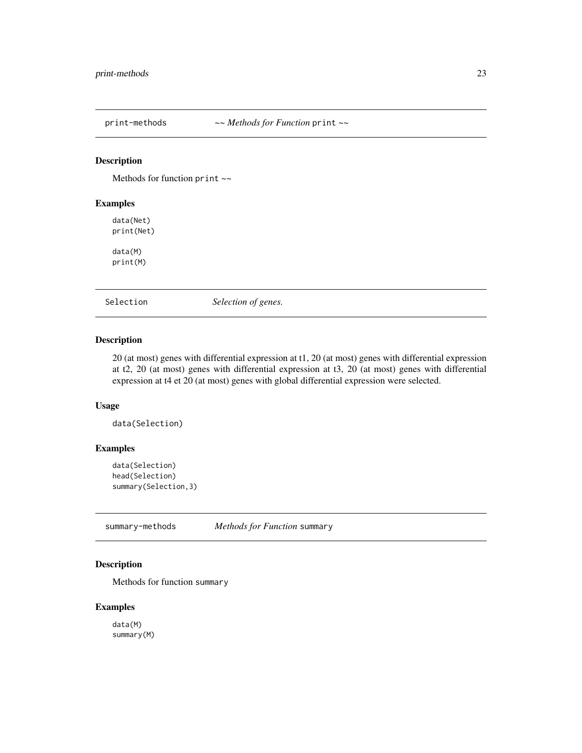## print-methods *~~ Methods for Function* `print` *~~*

### Description

Methods for function `print` ~~

### Examples

```
data(Net)
print(Net)

data(M)
print(M)
```

## Selection *Selection of genes.*

### Description

20 (at most) genes with differential expression at t1, 20 (at most) genes with differential expression at t2, 20 (at most) genes with differential expression at t3, 20 (at most) genes with differential expression at t4 et 20 (at most) genes with global differential expression were selected.

### Usage

```
data(Selection)
```

### Examples

```
data(Selection)
head(Selection)
summary(Selection,3)
```

## summary-methods *Methods for Function* `summary`

### Description

Methods for function `summary`

### Examples

```
data(M)
summary(M)
```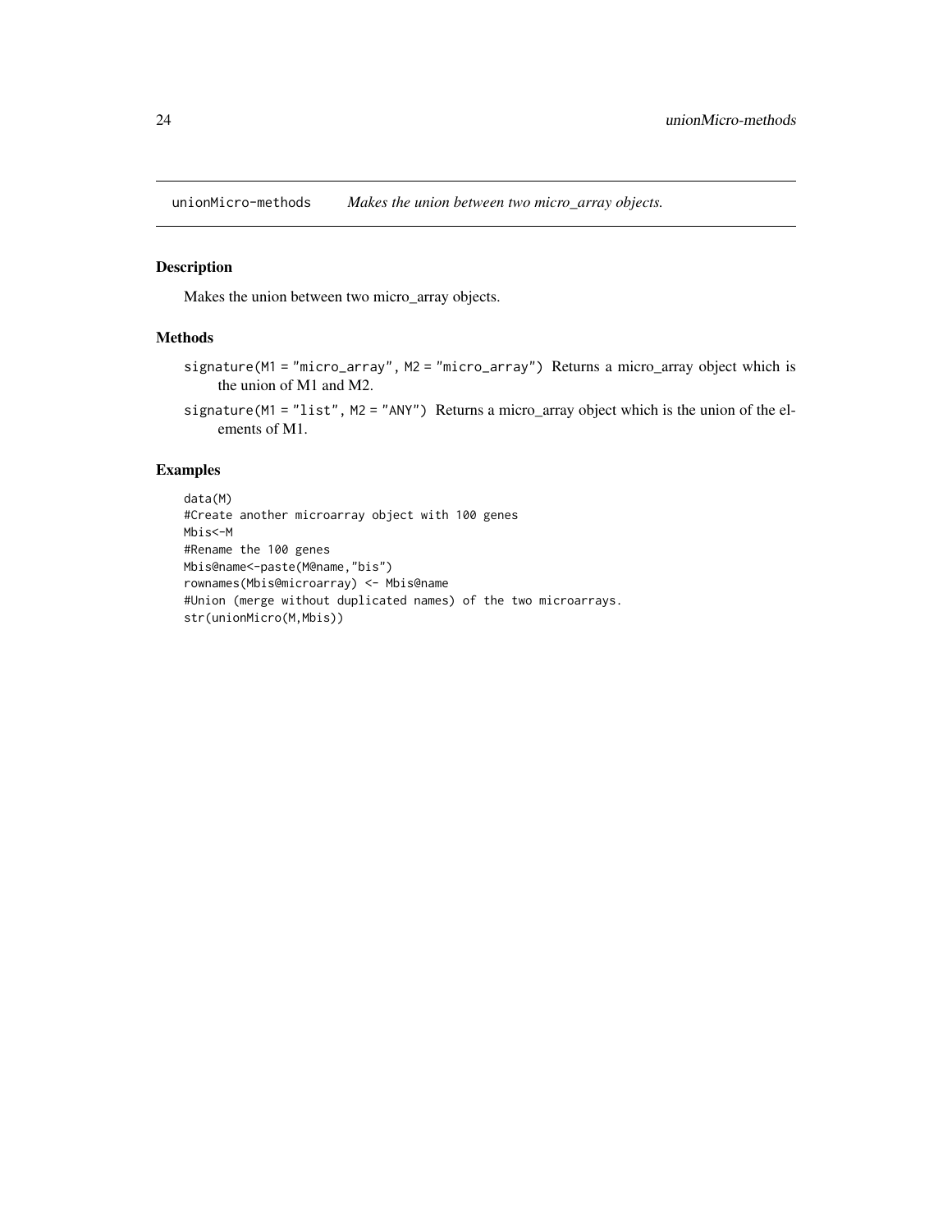## unionMicro-methods *Makes the union between two micro_array objects.*

### Description

Makes the union between two micro_array objects.

### Methods

- `signature(M1 = "micro_array", M2 = "micro_array")` Returns a micro_array object which is the union of M1 and M2.
- `signature(M1 = "list", M2 = "ANY")` Returns a micro_array object which is the union of the elements of M1.

### Examples

```
data(M)
#Create another microarray object with 100 genes
Mbis<-M
#Rename the 100 genes
Mbis@name<-paste(M@name,"bis")
rownames(Mbis@microarray) <- Mbis@name
#Union (merge without duplicated names) of the two microarrays.
str(unionMicro(M,Mbis))
```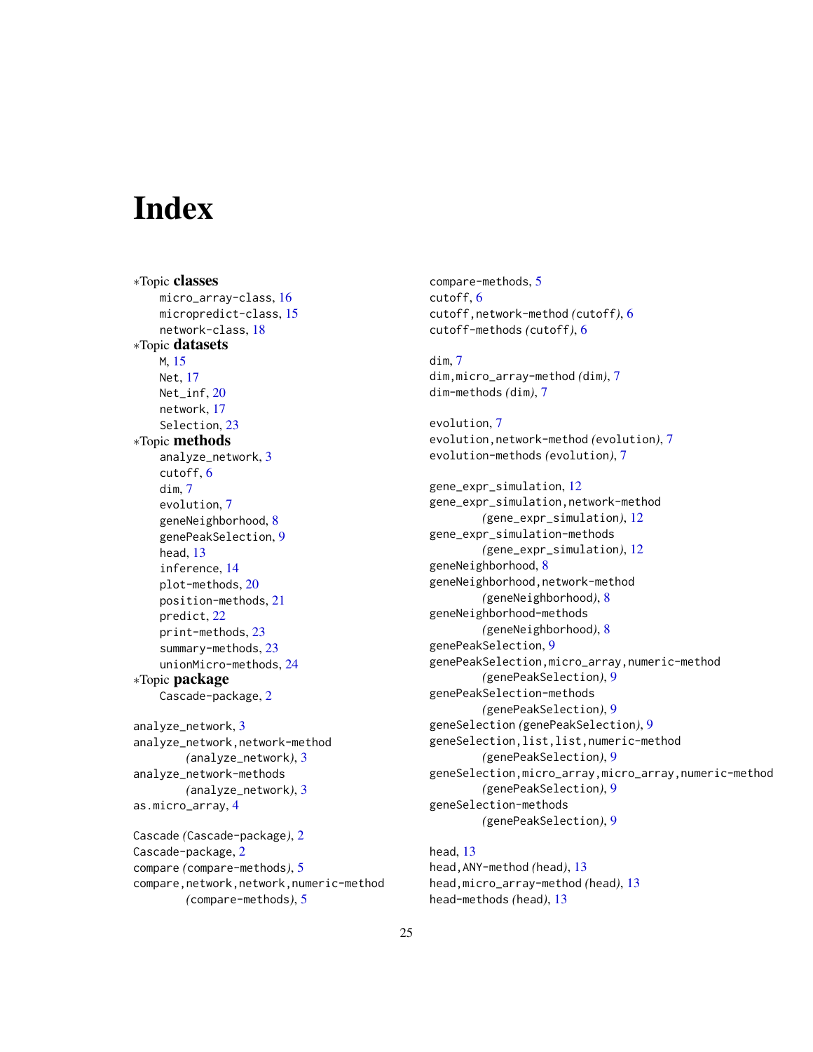# Index

∗Topic **classes**
- micro_array-class, 16
- micropredict-class, 15
- network-class, 18

∗Topic **datasets**
- M, 15
- Net, 17
- Net_inf, 20
- network, 17
- Selection, 23

∗Topic **methods**
- analyze_network, 3
- cutoff, 6
- dim, 7
- evolution, 7
- geneNeighborhood, 8
- genePeakSelection, 9
- head, 13
- inference, 14
- plot-methods, 20
- position-methods, 21
- predict, 22
- print-methods, 23
- summary-methods, 23
- unionMicro-methods, 24

∗Topic **package**
- Cascade-package, 2

analyze_network, 3
analyze_network,network-method *(analyze_network)*, 3
analyze_network-methods *(analyze_network)*, 3
as.micro_array, 4

Cascade *(Cascade-package)*, 2
Cascade-package, 2
compare *(compare-methods)*, 5
compare,network,network,numeric-method *(compare-methods)*, 5
compare-methods, 5
cutoff, 6
cutoff,network-method *(cutoff)*, 6
cutoff-methods *(cutoff)*, 6

dim, 7
dim,micro_array-method *(dim)*, 7
dim-methods *(dim)*, 7

evolution, 7
evolution,network-method *(evolution)*, 7
evolution-methods *(evolution)*, 7

gene_expr_simulation, 12
gene_expr_simulation,network-method *(gene_expr_simulation)*, 12
gene_expr_simulation-methods *(gene_expr_simulation)*, 12
geneNeighborhood, 8
geneNeighborhood,network-method *(geneNeighborhood)*, 8
geneNeighborhood-methods *(geneNeighborhood)*, 8
genePeakSelection, 9
genePeakSelection,micro_array,numeric-method *(genePeakSelection)*, 9
genePeakSelection-methods *(genePeakSelection)*, 9
geneSelection *(genePeakSelection)*, 9
geneSelection,list,list,numeric-method *(genePeakSelection)*, 9
geneSelection,micro_array,micro_array,numeric-method *(genePeakSelection)*, 9
geneSelection-methods *(genePeakSelection)*, 9

head, 13
head,ANY-method *(head)*, 13
head,micro_array-method *(head)*, 13
head-methods *(head)*, 13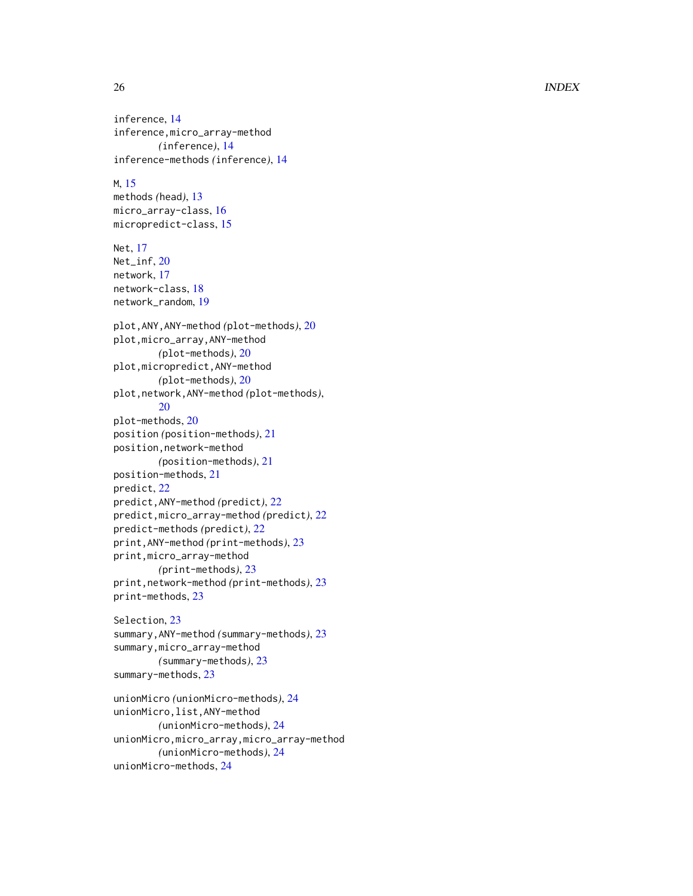inference, 14
inference,micro_array-method
        *(*inference*)*, 14
inference-methods *(*inference*)*, 14

M, 15
methods *(*head*)*, 13
micro_array-class, 16
micropredict-class, 15

Net, 17
Net_inf, 20
network, 17
network-class, 18
network_random, 19

plot,ANY,ANY-method *(*plot-methods*)*, 20
plot,micro_array,ANY-method
        *(*plot-methods*)*, 20
plot,micropredict,ANY-method
        *(*plot-methods*)*, 20
plot,network,ANY-method *(*plot-methods*)*,
        20
plot-methods, 20
position *(*position-methods*)*, 21
position,network-method
        *(*position-methods*)*, 21
position-methods, 21
predict, 22
predict,ANY-method *(*predict*)*, 22
predict,micro_array-method *(*predict*)*, 22
predict-methods *(*predict*)*, 22
print,ANY-method *(*print-methods*)*, 23
print,micro_array-method
        *(*print-methods*)*, 23
print,network-method *(*print-methods*)*, 23
print-methods, 23

Selection, 23
summary,ANY-method *(*summary-methods*)*, 23
summary,micro_array-method
        *(*summary-methods*)*, 23
summary-methods, 23

unionMicro *(*unionMicro-methods*)*, 24
unionMicro,list,ANY-method
        *(*unionMicro-methods*)*, 24
unionMicro,micro_array,micro_array-method
        *(*unionMicro-methods*)*, 24
unionMicro-methods, 24